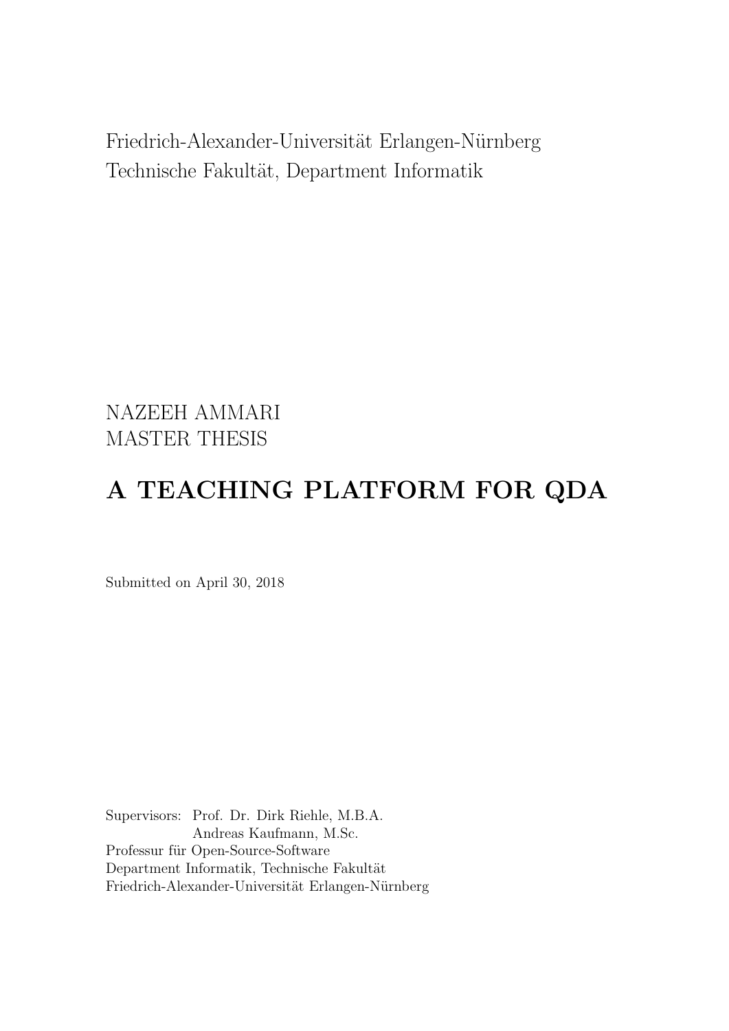Friedrich-Alexander-Universität Erlangen-Nürnberg
Technische Fakultät, Department Informatik

NAZEEH AMMARI
MASTER THESIS

# A TEACHING PLATFORM FOR QDA

Submitted on April 30, 2018

Supervisors: Prof. Dr. Dirk Riehle, M.B.A.
Andreas Kaufmann, M.Sc.
Professur für Open-Source-Software
Department Informatik, Technische Fakultät
Friedrich-Alexander-Universität Erlangen-Nürnberg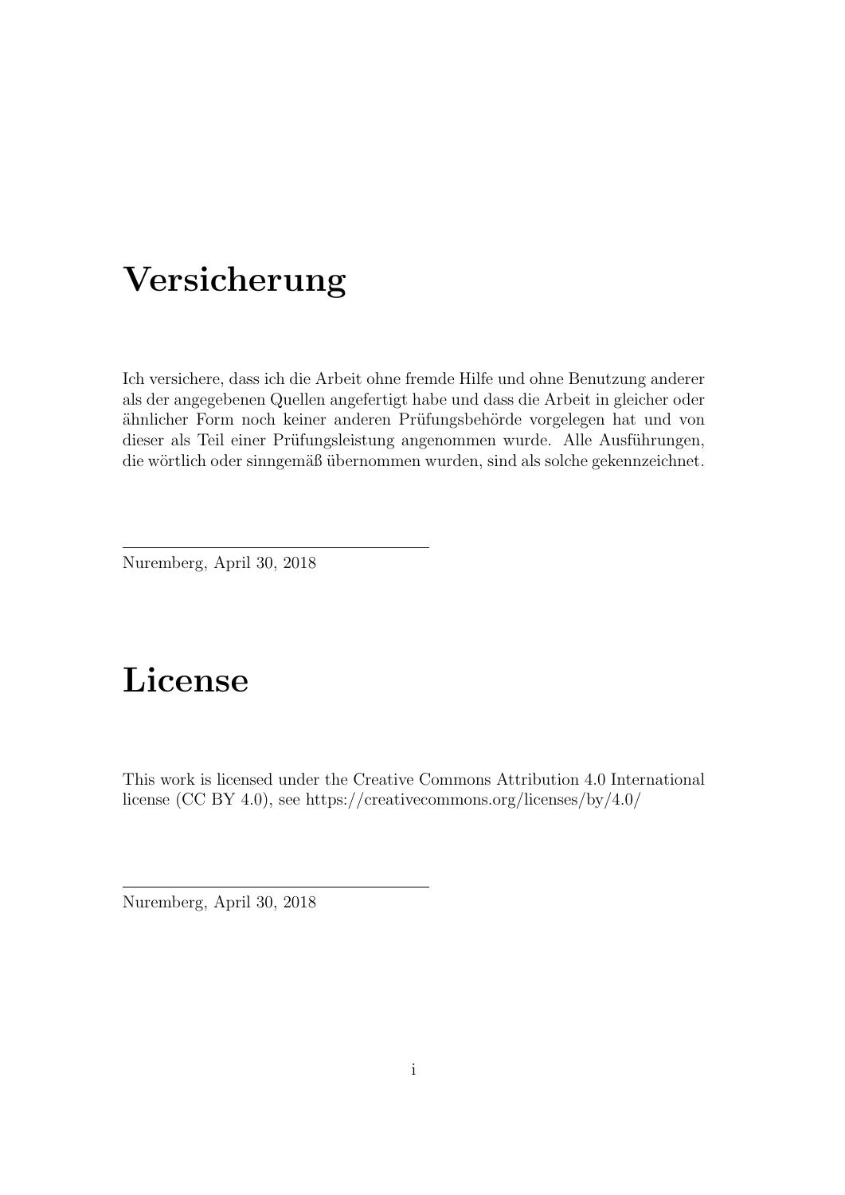# Versicherung

Ich versichere, dass ich die Arbeit ohne fremde Hilfe und ohne Benutzung anderer als der angegebenen Quellen angefertigt habe und dass die Arbeit in gleicher oder ähnlicher Form noch keiner anderen Prüfungsbehörde vorgelegen hat und von dieser als Teil einer Prüfungsleistung angenommen wurde. Alle Ausführungen, die wörtlich oder sinngemäß übernommen wurden, sind als solche gekennzeichnet.

---

Nuremberg, April 30, 2018

# License

This work is licensed under the Creative Commons Attribution 4.0 International license (CC BY 4.0), see https://creativecommons.org/licenses/by/4.0/

---

Nuremberg, April 30, 2018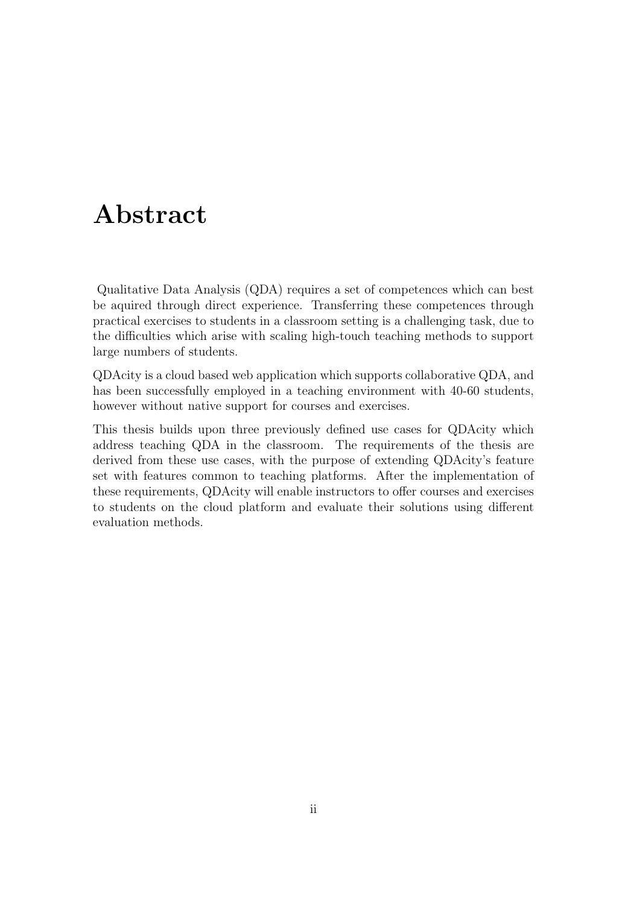# Abstract

Qualitative Data Analysis (QDA) requires a set of competences which can best be aquired through direct experience. Transferring these competences through practical exercises to students in a classroom setting is a challenging task, due to the difficulties which arise with scaling high-touch teaching methods to support large numbers of students.

QDAcity is a cloud based web application which supports collaborative QDA, and has been successfully employed in a teaching environment with 40-60 students, however without native support for courses and exercises.

This thesis builds upon three previously defined use cases for QDAcity which address teaching QDA in the classroom. The requirements of the thesis are derived from these use cases, with the purpose of extending QDAcity's feature set with features common to teaching platforms. After the implementation of these requirements, QDAcity will enable instructors to offer courses and exercises to students on the cloud platform and evaluate their solutions using different evaluation methods.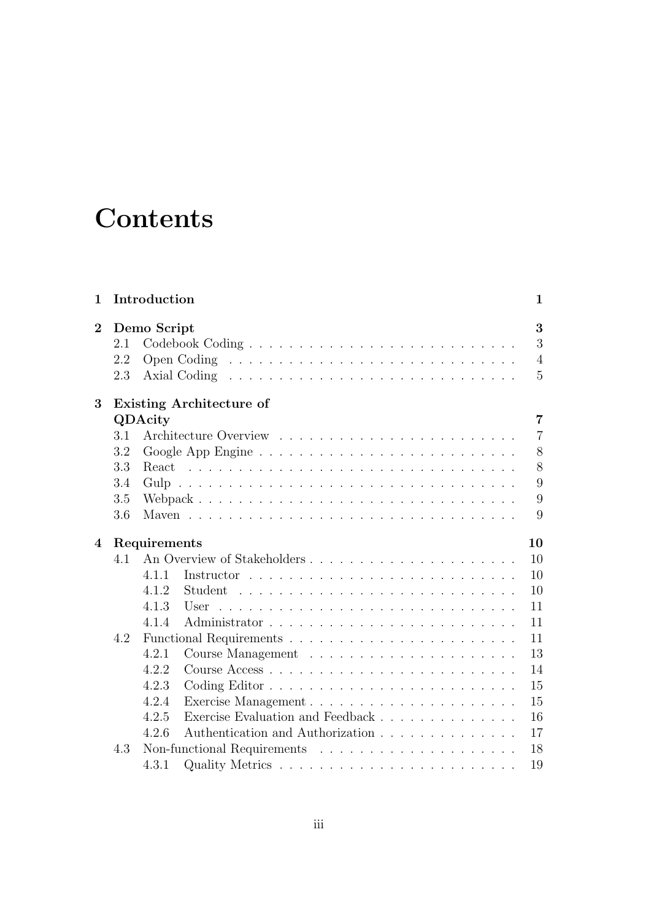# Contents

**1 Introduction** **1**

**2 Demo Script** **3**
- 2.1 Codebook Coding 3
- 2.2 Open Coding 4
- 2.3 Axial Coding 5

**3 Existing Architecture of QDAcity** **7**
- 3.1 Architecture Overview 7
- 3.2 Google App Engine 8
- 3.3 React 8
- 3.4 Gulp 9
- 3.5 Webpack 9
- 3.6 Maven 9

**4 Requirements** **10**
- 4.1 An Overview of Stakeholders 10
  - 4.1.1 Instructor 10
  - 4.1.2 Student 10
  - 4.1.3 User 11
  - 4.1.4 Administrator 11
- 4.2 Functional Requirements 11
  - 4.2.1 Course Management 13
  - 4.2.2 Course Access 14
  - 4.2.3 Coding Editor 15
  - 4.2.4 Exercise Management 15
  - 4.2.5 Exercise Evaluation and Feedback 16
  - 4.2.6 Authentication and Authorization 17
- 4.3 Non-functional Requirements 18
  - 4.3.1 Quality Metrics 19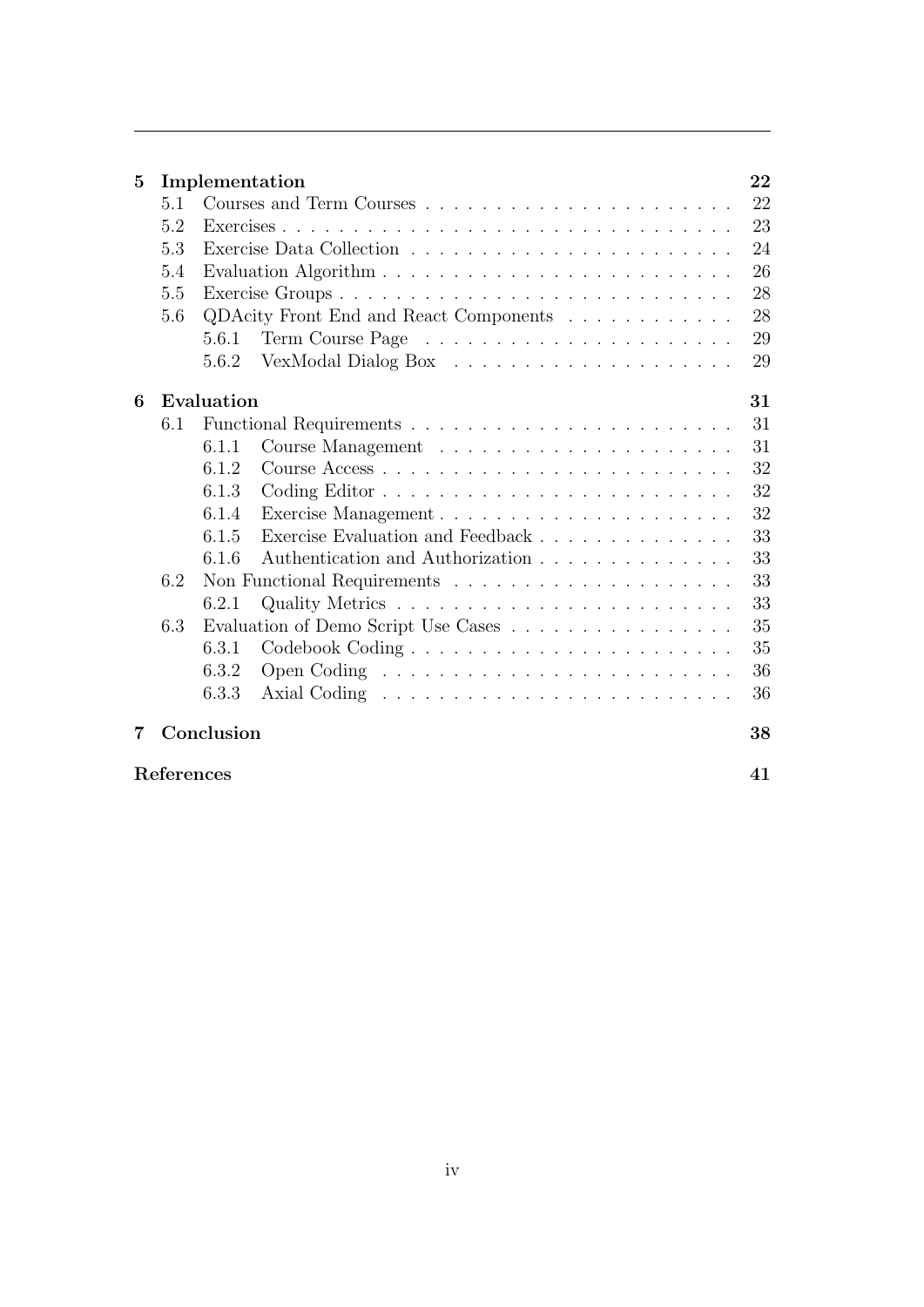**5 Implementation** **22**

- 5.1 Courses and Term Courses . . . . . . . . . . . . . . . . . . . . . . 22
- 5.2 Exercises . . . . . . . . . . . . . . . . . . . . . . . . . . . . . . . . 23
- 5.3 Exercise Data Collection . . . . . . . . . . . . . . . . . . . . . . . 24
- 5.4 Evaluation Algorithm . . . . . . . . . . . . . . . . . . . . . . . . . 26
- 5.5 Exercise Groups . . . . . . . . . . . . . . . . . . . . . . . . . . . . 28
- 5.6 QDAcity Front End and React Components . . . . . . . . . . . . 28
  - 5.6.1 Term Course Page . . . . . . . . . . . . . . . . . . . . . . 29
  - 5.6.2 VexModal Dialog Box . . . . . . . . . . . . . . . . . . . . 29

**6 Evaluation** **31**

- 6.1 Functional Requirements . . . . . . . . . . . . . . . . . . . . . . . 31
  - 6.1.1 Course Management . . . . . . . . . . . . . . . . . . . . . 31
  - 6.1.2 Course Access . . . . . . . . . . . . . . . . . . . . . . . . . 32
  - 6.1.3 Coding Editor . . . . . . . . . . . . . . . . . . . . . . . . . 32
  - 6.1.4 Exercise Management . . . . . . . . . . . . . . . . . . . . . 32
  - 6.1.5 Exercise Evaluation and Feedback . . . . . . . . . . . . . . 33
  - 6.1.6 Authentication and Authorization . . . . . . . . . . . . . . 33
- 6.2 Non Functional Requirements . . . . . . . . . . . . . . . . . . . . 33
  - 6.2.1 Quality Metrics . . . . . . . . . . . . . . . . . . . . . . . . 33
- 6.3 Evaluation of Demo Script Use Cases . . . . . . . . . . . . . . . . 35
  - 6.3.1 Codebook Coding . . . . . . . . . . . . . . . . . . . . . . . 35
  - 6.3.2 Open Coding . . . . . . . . . . . . . . . . . . . . . . . . . 36
  - 6.3.3 Axial Coding . . . . . . . . . . . . . . . . . . . . . . . . . 36

**7 Conclusion** **38**

**References** **41**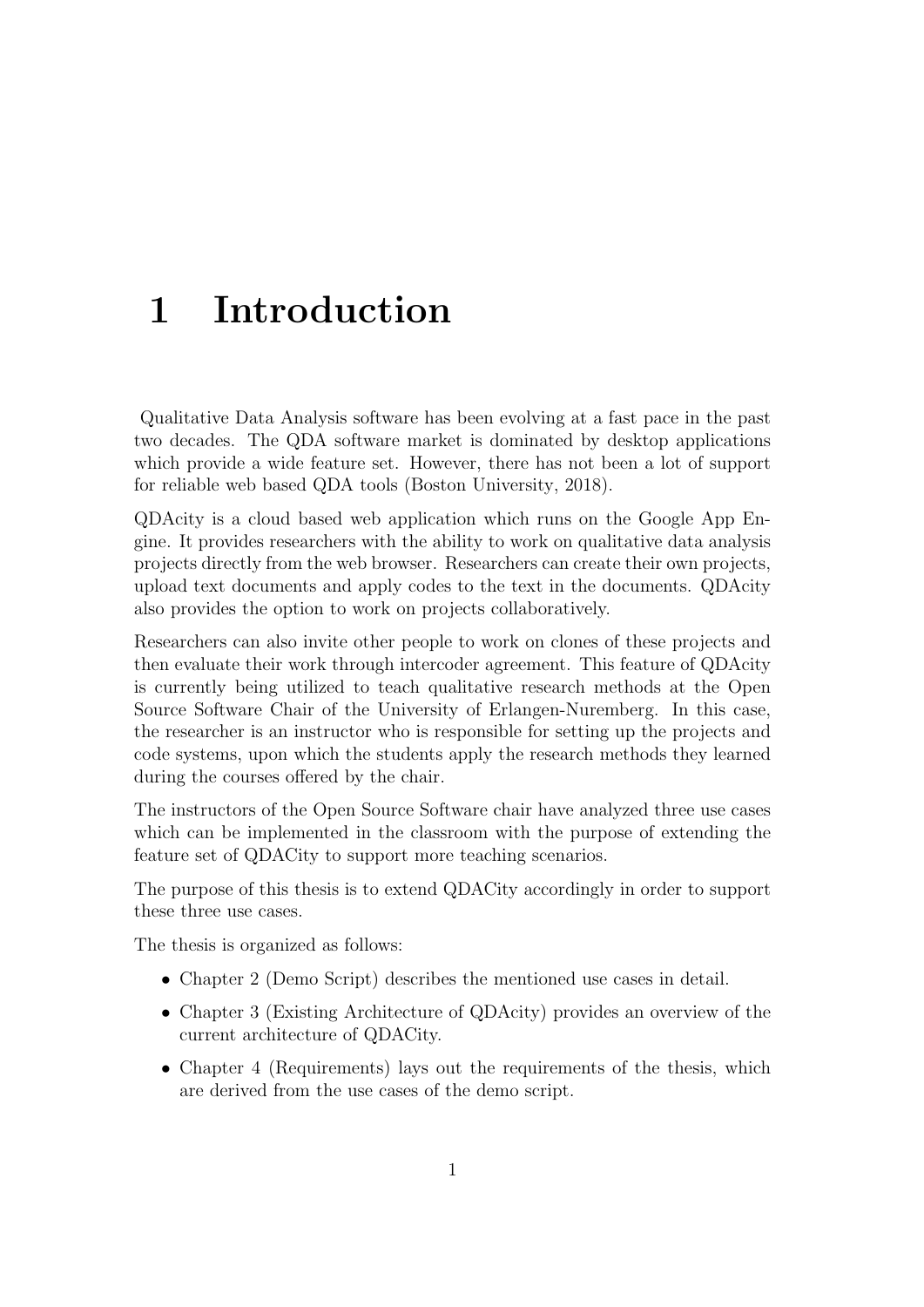# 1 Introduction

Qualitative Data Analysis software has been evolving at a fast pace in the past two decades. The QDA software market is dominated by desktop applications which provide a wide feature set. However, there has not been a lot of support for reliable web based QDA tools (Boston University, 2018).

QDAcity is a cloud based web application which runs on the Google App Engine. It provides researchers with the ability to work on qualitative data analysis projects directly from the web browser. Researchers can create their own projects, upload text documents and apply codes to the text in the documents. QDAcity also provides the option to work on projects collaboratively.

Researchers can also invite other people to work on clones of these projects and then evaluate their work through intercoder agreement. This feature of QDAcity is currently being utilized to teach qualitative research methods at the Open Source Software Chair of the University of Erlangen-Nuremberg. In this case, the researcher is an instructor who is responsible for setting up the projects and code systems, upon which the students apply the research methods they learned during the courses offered by the chair.

The instructors of the Open Source Software chair have analyzed three use cases which can be implemented in the classroom with the purpose of extending the feature set of QDACity to support more teaching scenarios.

The purpose of this thesis is to extend QDACity accordingly in order to support these three use cases.

The thesis is organized as follows:

- Chapter 2 (Demo Script) describes the mentioned use cases in detail.
- Chapter 3 (Existing Architecture of QDAcity) provides an overview of the current architecture of QDACity.
- Chapter 4 (Requirements) lays out the requirements of the thesis, which are derived from the use cases of the demo script.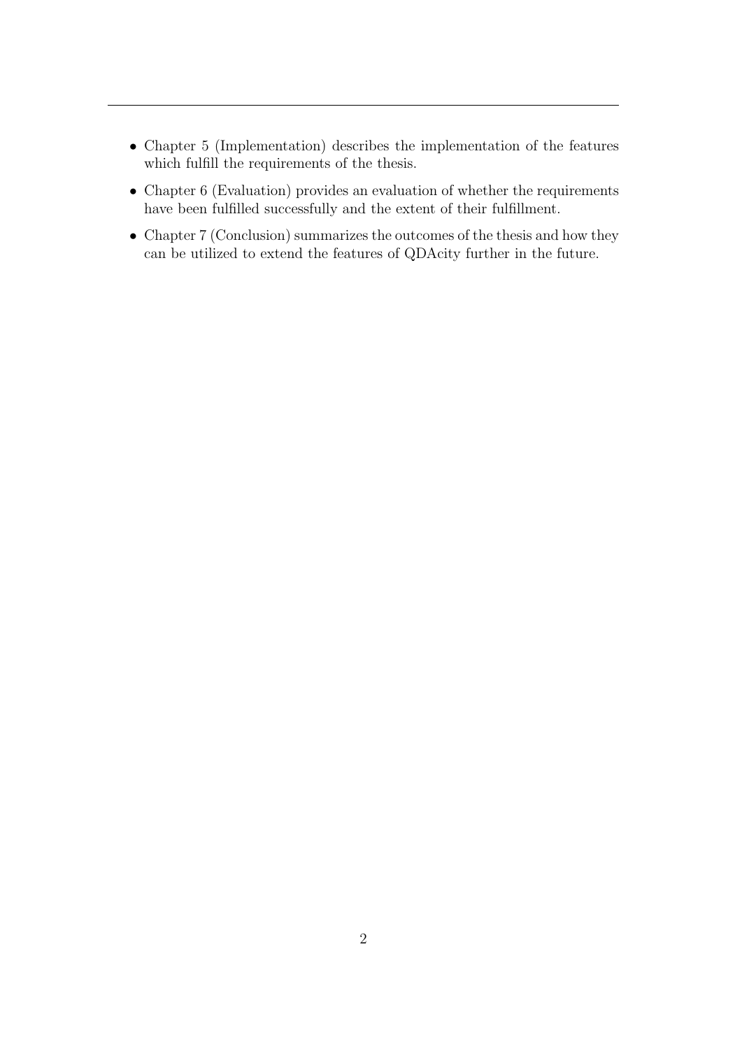- Chapter 5 (Implementation) describes the implementation of the features which fulfill the requirements of the thesis.
- Chapter 6 (Evaluation) provides an evaluation of whether the requirements have been fulfilled successfully and the extent of their fulfillment.
- Chapter 7 (Conclusion) summarizes the outcomes of the thesis and how they can be utilized to extend the features of QDAcity further in the future.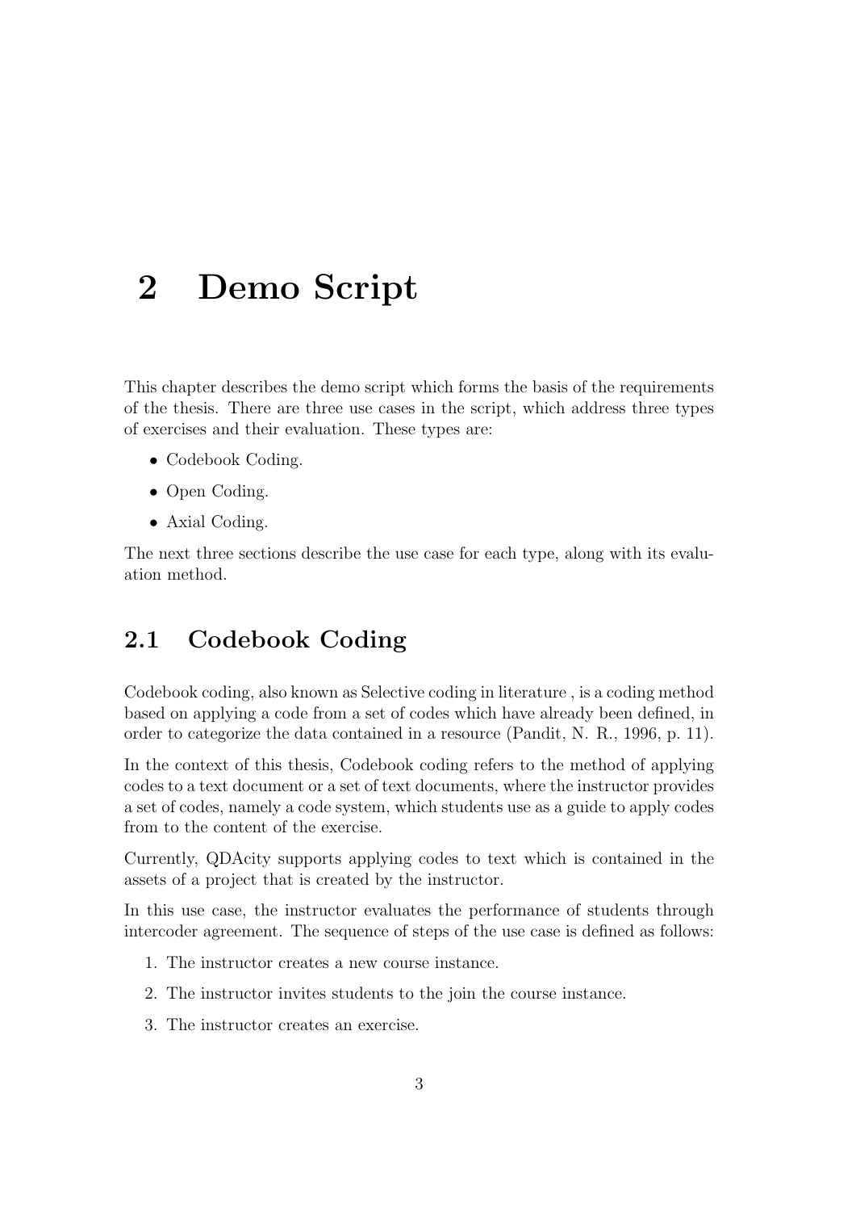# 2 Demo Script

This chapter describes the demo script which forms the basis of the requirements of the thesis. There are three use cases in the script, which address three types of exercises and their evaluation. These types are:

- Codebook Coding.
- Open Coding.
- Axial Coding.

The next three sections describe the use case for each type, along with its evaluation method.

## 2.1 Codebook Coding

Codebook coding, also known as Selective coding in literature , is a coding method based on applying a code from a set of codes which have already been defined, in order to categorize the data contained in a resource (Pandit, N. R., 1996, p. 11).

In the context of this thesis, Codebook coding refers to the method of applying codes to a text document or a set of text documents, where the instructor provides a set of codes, namely a code system, which students use as a guide to apply codes from to the content of the exercise.

Currently, QDAcity supports applying codes to text which is contained in the assets of a project that is created by the instructor.

In this use case, the instructor evaluates the performance of students through intercoder agreement. The sequence of steps of the use case is defined as follows:

1. The instructor creates a new course instance.
2. The instructor invites students to the join the course instance.
3. The instructor creates an exercise.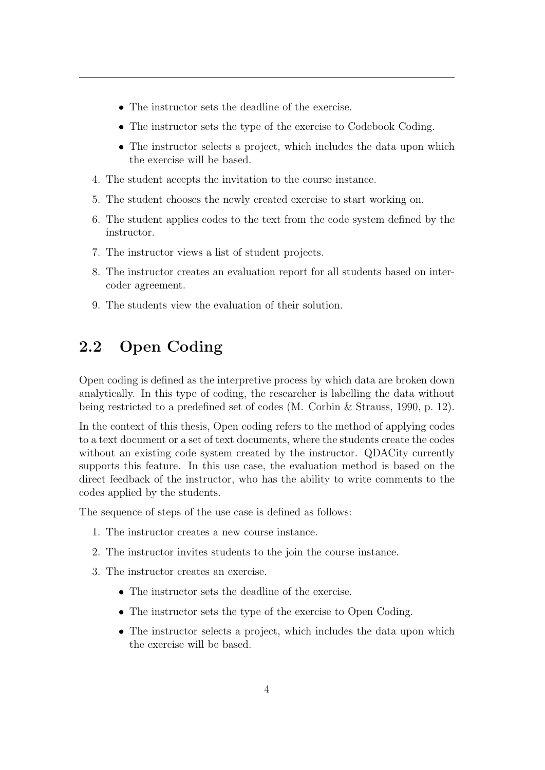- The instructor sets the deadline of the exercise.
- The instructor sets the type of the exercise to Codebook Coding.
- The instructor selects a project, which includes the data upon which the exercise will be based.

4. The student accepts the invitation to the course instance.
5. The student chooses the newly created exercise to start working on.
6. The student applies codes to the text from the code system defined by the instructor.
7. The instructor views a list of student projects.
8. The instructor creates an evaluation report for all students based on inter-coder agreement.
9. The students view the evaluation of their solution.

## 2.2 Open Coding

Open coding is defined as the interpretive process by which data are broken down analytically. In this type of coding, the researcher is labelling the data without being restricted to a predefined set of codes (M. Corbin & Strauss, 1990, p. 12).

In the context of this thesis, Open coding refers to the method of applying codes to a text document or a set of text documents, where the students create the codes without an existing code system created by the instructor. QDACity currently supports this feature. In this use case, the evaluation method is based on the direct feedback of the instructor, who has the ability to write comments to the codes applied by the students.

The sequence of steps of the use case is defined as follows:

1. The instructor creates a new course instance.
2. The instructor invites students to the join the course instance.
3. The instructor creates an exercise.
   - The instructor sets the deadline of the exercise.
   - The instructor sets the type of the exercise to Open Coding.
   - The instructor selects a project, which includes the data upon which the exercise will be based.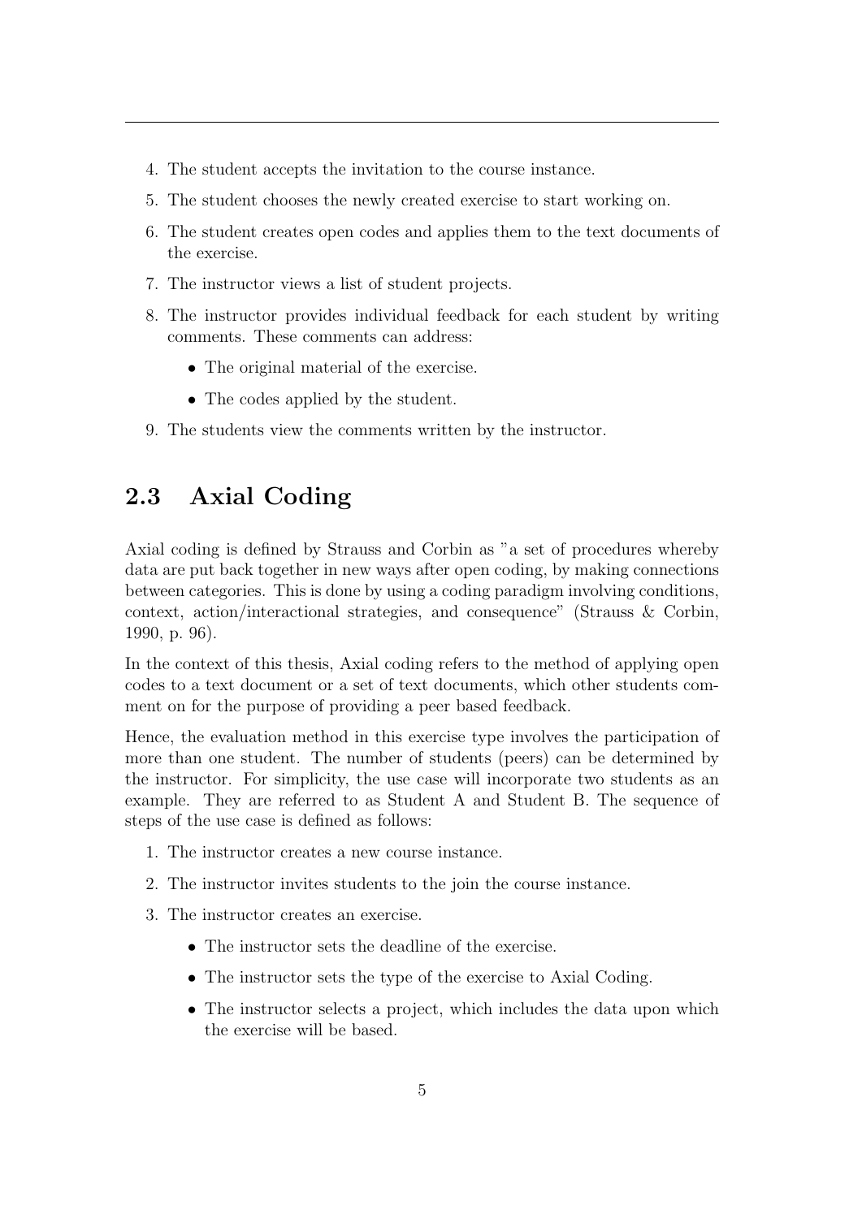4. The student accepts the invitation to the course instance.
5. The student chooses the newly created exercise to start working on.
6. The student creates open codes and applies them to the text documents of the exercise.
7. The instructor views a list of student projects.
8. The instructor provides individual feedback for each student by writing comments. These comments can address:
   - The original material of the exercise.
   - The codes applied by the student.
9. The students view the comments written by the instructor.

## 2.3 Axial Coding

Axial coding is defined by Strauss and Corbin as "a set of procedures whereby data are put back together in new ways after open coding, by making connections between categories. This is done by using a coding paradigm involving conditions, context, action/interactional strategies, and consequence" (Strauss & Corbin, 1990, p. 96).

In the context of this thesis, Axial coding refers to the method of applying open codes to a text document or a set of text documents, which other students comment on for the purpose of providing a peer based feedback.

Hence, the evaluation method in this exercise type involves the participation of more than one student. The number of students (peers) can be determined by the instructor. For simplicity, the use case will incorporate two students as an example. They are referred to as Student A and Student B. The sequence of steps of the use case is defined as follows:

1. The instructor creates a new course instance.
2. The instructor invites students to the join the course instance.
3. The instructor creates an exercise.
   - The instructor sets the deadline of the exercise.
   - The instructor sets the type of the exercise to Axial Coding.
   - The instructor selects a project, which includes the data upon which the exercise will be based.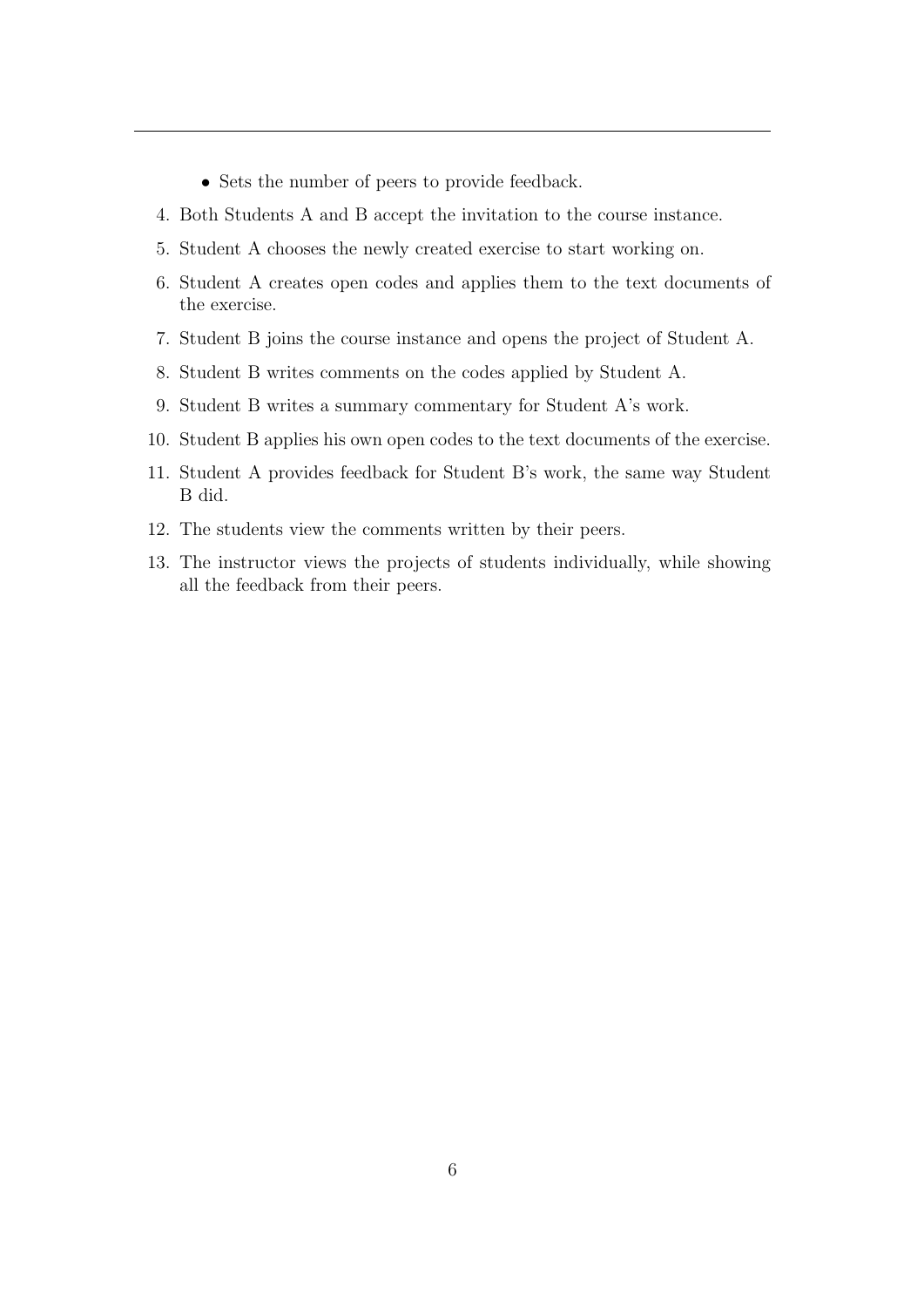- Sets the number of peers to provide feedback.

4. Both Students A and B accept the invitation to the course instance.
5. Student A chooses the newly created exercise to start working on.
6. Student A creates open codes and applies them to the text documents of the exercise.
7. Student B joins the course instance and opens the project of Student A.
8. Student B writes comments on the codes applied by Student A.
9. Student B writes a summary commentary for Student A's work.
10. Student B applies his own open codes to the text documents of the exercise.
11. Student A provides feedback for Student B's work, the same way Student B did.
12. The students view the comments written by their peers.
13. The instructor views the projects of students individually, while showing all the feedback from their peers.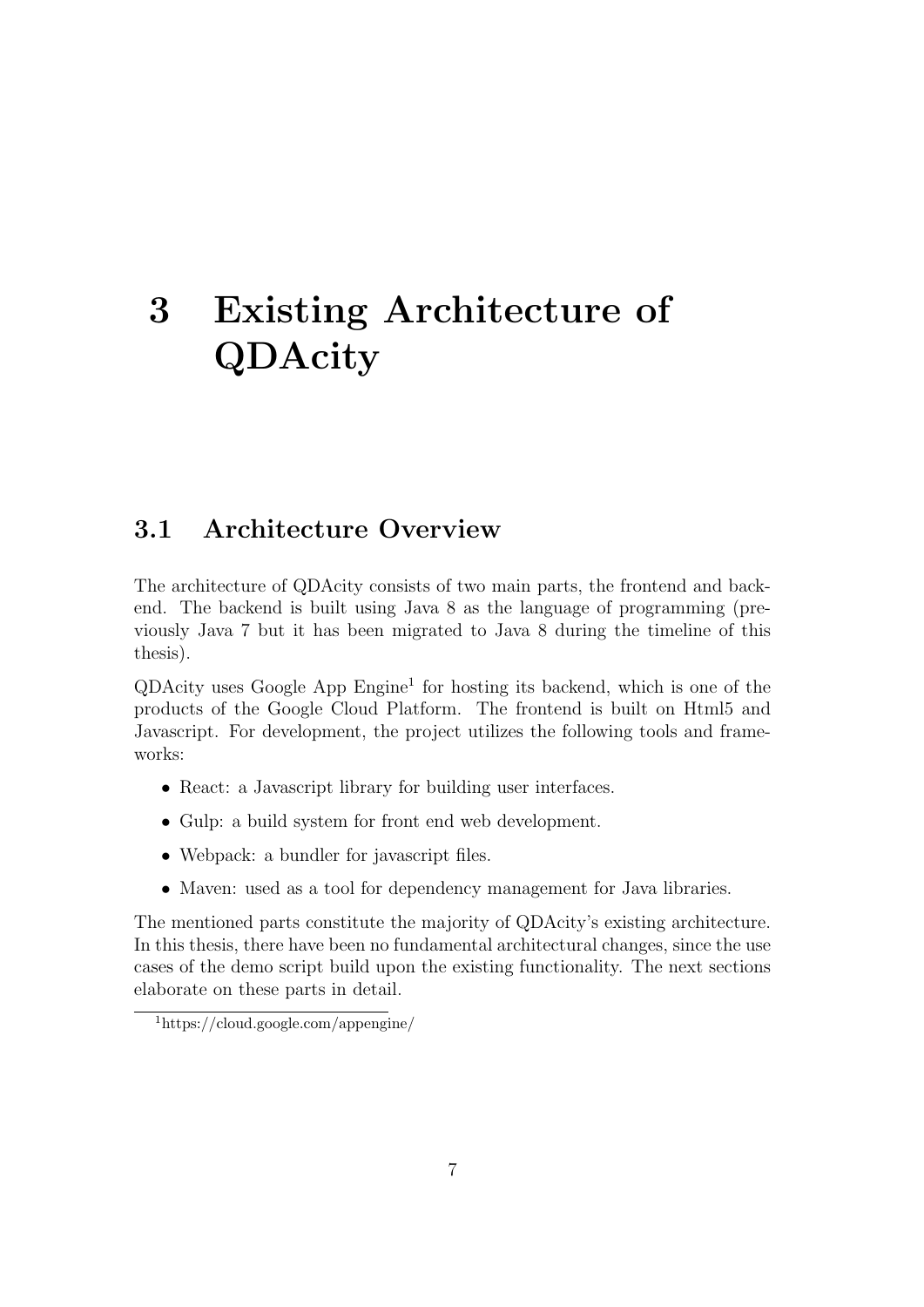# 3 Existing Architecture of QDAcity

## 3.1 Architecture Overview

The architecture of QDAcity consists of two main parts, the frontend and backend. The backend is built using Java 8 as the language of programming (previously Java 7 but it has been migrated to Java 8 during the timeline of this thesis).

QDAcity uses Google App Engine[1] for hosting its backend, which is one of the products of the Google Cloud Platform. The frontend is built on Html5 and Javascript. For development, the project utilizes the following tools and frameworks:

- React: a Javascript library for building user interfaces.
- Gulp: a build system for front end web development.
- Webpack: a bundler for javascript files.
- Maven: used as a tool for dependency management for Java libraries.

The mentioned parts constitute the majority of QDAcity's existing architecture. In this thesis, there have been no fundamental architectural changes, since the use cases of the demo script build upon the existing functionality. The next sections elaborate on these parts in detail.

[1] https://cloud.google.com/appengine/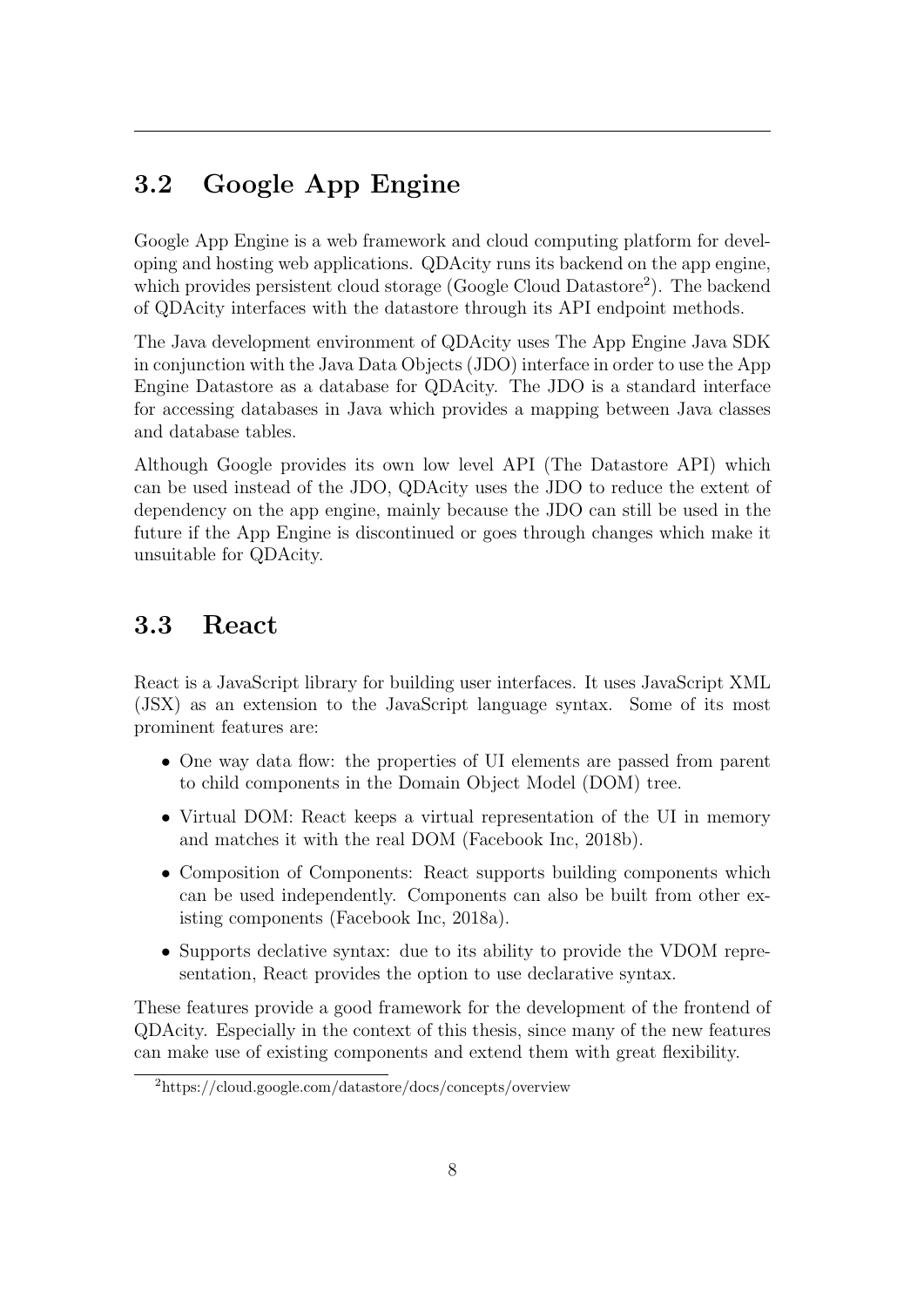## 3.2 Google App Engine

Google App Engine is a web framework and cloud computing platform for developing and hosting web applications. QDAcity runs its backend on the app engine, which provides persistent cloud storage (Google Cloud Datastore[2]). The backend of QDAcity interfaces with the datastore through its API endpoint methods.

The Java development environment of QDAcity uses The App Engine Java SDK in conjunction with the Java Data Objects (JDO) interface in order to use the App Engine Datastore as a database for QDAcity. The JDO is a standard interface for accessing databases in Java which provides a mapping between Java classes and database tables.

Although Google provides its own low level API (The Datastore API) which can be used instead of the JDO, QDAcity uses the JDO to reduce the extent of dependency on the app engine, mainly because the JDO can still be used in the future if the App Engine is discontinued or goes through changes which make it unsuitable for QDAcity.

## 3.3 React

React is a JavaScript library for building user interfaces. It uses JavaScript XML (JSX) as an extension to the JavaScript language syntax. Some of its most prominent features are:

- One way data flow: the properties of UI elements are passed from parent to child components in the Domain Object Model (DOM) tree.
- Virtual DOM: React keeps a virtual representation of the UI in memory and matches it with the real DOM (Facebook Inc, 2018b).
- Composition of Components: React supports building components which can be used independently. Components can also be built from other existing components (Facebook Inc, 2018a).
- Supports declative syntax: due to its ability to provide the VDOM representation, React provides the option to use declarative syntax.

These features provide a good framework for the development of the frontend of QDAcity. Especially in the context of this thesis, since many of the new features can make use of existing components and extend them with great flexibility.

[2] https://cloud.google.com/datastore/docs/concepts/overview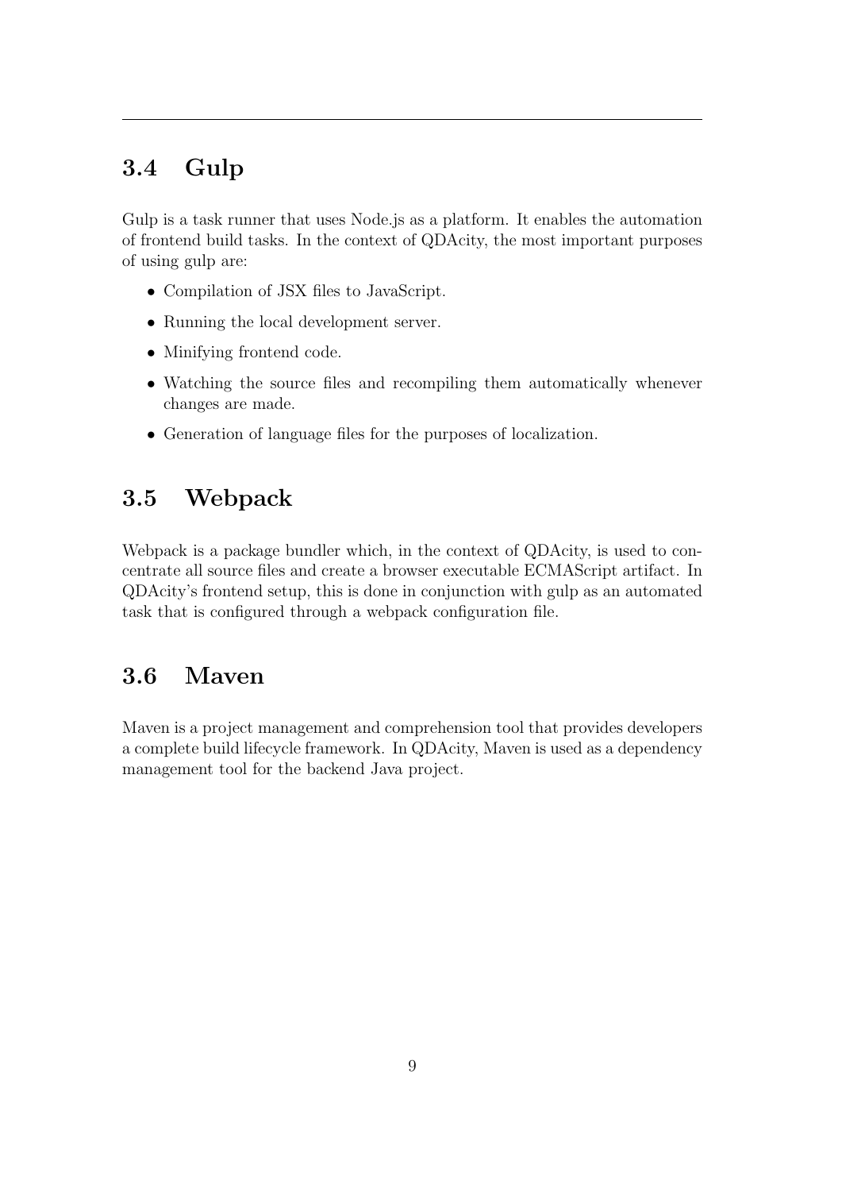## 3.4 Gulp

Gulp is a task runner that uses Node.js as a platform. It enables the automation of frontend build tasks. In the context of QDAcity, the most important purposes of using gulp are:

- Compilation of JSX files to JavaScript.
- Running the local development server.
- Minifying frontend code.
- Watching the source files and recompiling them automatically whenever changes are made.
- Generation of language files for the purposes of localization.

## 3.5 Webpack

Webpack is a package bundler which, in the context of QDAcity, is used to concentrate all source files and create a browser executable ECMAScript artifact. In QDAcity's frontend setup, this is done in conjunction with gulp as an automated task that is configured through a webpack configuration file.

## 3.6 Maven

Maven is a project management and comprehension tool that provides developers a complete build lifecycle framework. In QDAcity, Maven is used as a dependency management tool for the backend Java project.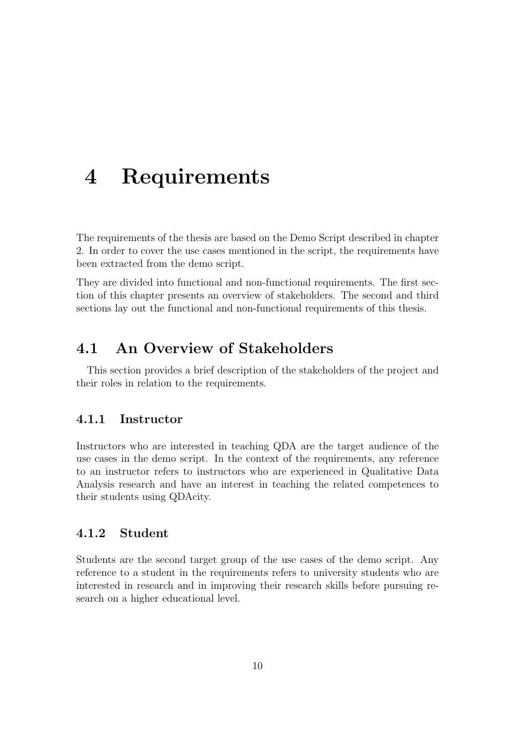# 4 Requirements

The requirements of the thesis are based on the Demo Script described in chapter 2. In order to cover the use cases mentioned in the script, the requirements have been extracted from the demo script.

They are divided into functional and non-functional requirements. The first section of this chapter presents an overview of stakeholders. The second and third sections lay out the functional and non-functional requirements of this thesis.

## 4.1 An Overview of Stakeholders

This section provides a brief description of the stakeholders of the project and their roles in relation to the requirements.

### 4.1.1 Instructor

Instructors who are interested in teaching QDA are the target audience of the use cases in the demo script. In the context of the requirements, any reference to an instructor refers to instructors who are experienced in Qualitative Data Analysis research and have an interest in teaching the related competences to their students using QDAcity.

### 4.1.2 Student

Students are the second target group of the use cases of the demo script. Any reference to a student in the requirements refers to university students who are interested in research and in improving their research skills before pursuing research on a higher educational level.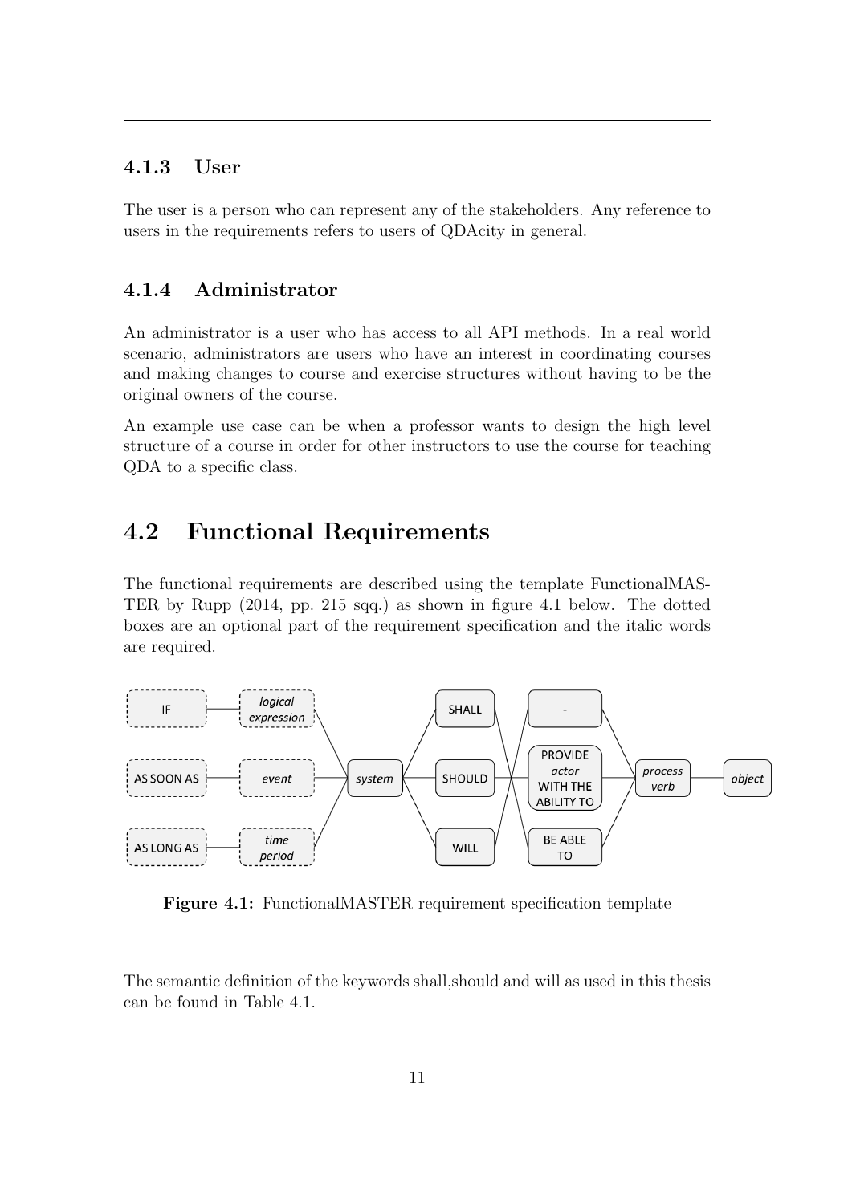### 4.1.3 User

The user is a person who can represent any of the stakeholders. Any reference to users in the requirements refers to users of QDAcity in general.

### 4.1.4 Administrator

An administrator is a user who has access to all API methods. In a real world scenario, administrators are users who have an interest in coordinating courses and making changes to course and exercise structures without having to be the original owners of the course.

An example use case can be when a professor wants to design the high level structure of a course in order for other instructors to use the course for teaching QDA to a specific class.

## 4.2 Functional Requirements

The functional requirements are described using the template FunctionalMASTER by Rupp (2014, pp. 215 sqq.) as shown in figure 4.1 below. The dotted boxes are an optional part of the requirement specification and the italic words are required.

**Figure 4.1:** FunctionalMASTER requirement specification template

The semantic definition of the keywords shall,should and will as used in this thesis can be found in Table 4.1.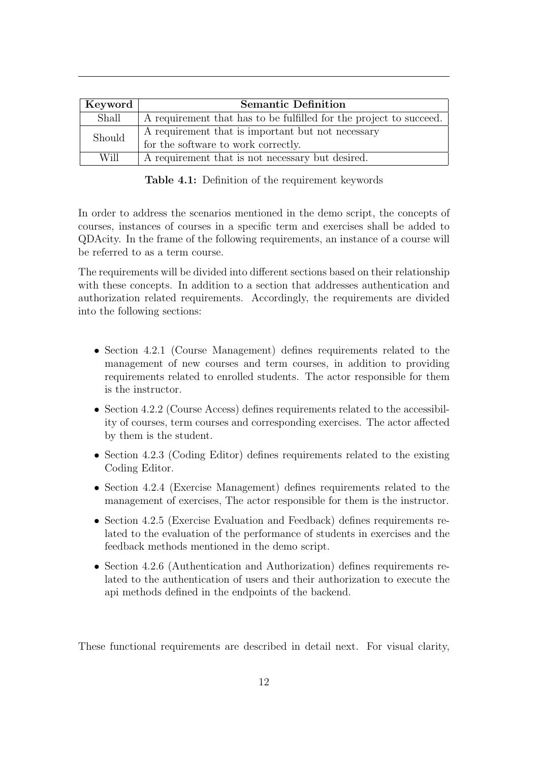| Keyword | Semantic Definition |
| --- | --- |
| Shall | A requirement that has to be fulfilled for the project to succeed. |
| Should | A requirement that is important but not necessary for the software to work correctly. |
| Will | A requirement that is not necessary but desired. |

**Table 4.1:** Definition of the requirement keywords

In order to address the scenarios mentioned in the demo script, the concepts of courses, instances of courses in a specific term and exercises shall be added to QDAcity. In the frame of the following requirements, an instance of a course will be referred to as a term course.

The requirements will be divided into different sections based on their relationship with these concepts. In addition to a section that addresses authentication and authorization related requirements. Accordingly, the requirements are divided into the following sections:

- Section 4.2.1 (Course Management) defines requirements related to the management of new courses and term courses, in addition to providing requirements related to enrolled students. The actor responsible for them is the instructor.
- Section 4.2.2 (Course Access) defines requirements related to the accessibility of courses, term courses and corresponding exercises. The actor affected by them is the student.
- Section 4.2.3 (Coding Editor) defines requirements related to the existing Coding Editor.
- Section 4.2.4 (Exercise Management) defines requirements related to the management of exercises, The actor responsible for them is the instructor.
- Section 4.2.5 (Exercise Evaluation and Feedback) defines requirements related to the evaluation of the performance of students in exercises and the feedback methods mentioned in the demo script.
- Section 4.2.6 (Authentication and Authorization) defines requirements related to the authentication of users and their authorization to execute the api methods defined in the endpoints of the backend.

These functional requirements are described in detail next. For visual clarity,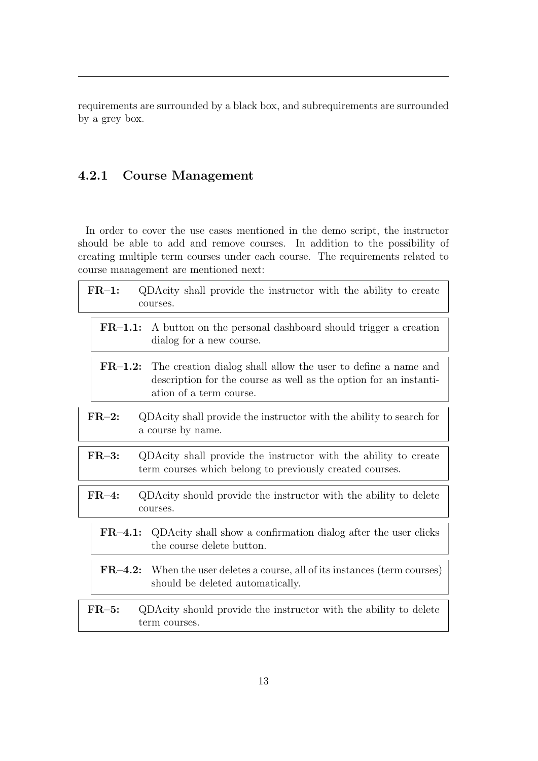requirements are surrounded by a black box, and subrequirements are surrounded by a grey box.

### 4.2.1 Course Management

In order to cover the use cases mentioned in the demo script, the instructor should be able to add and remove courses. In addition to the possibility of creating multiple term courses under each course. The requirements related to course management are mentioned next:

**FR–1:** QDAcity shall provide the instructor with the ability to create courses.

> **FR–1.1:** A button on the personal dashboard should trigger a creation dialog for a new course.

> **FR–1.2:** The creation dialog shall allow the user to define a name and description for the course as well as the option for an instantiation of a term course.

**FR–2:** QDAcity shall provide the instructor with the ability to search for a course by name.

**FR–3:** QDAcity shall provide the instructor with the ability to create term courses which belong to previously created courses.

**FR–4:** QDAcity should provide the instructor with the ability to delete courses.

> **FR–4.1:** QDAcity shall show a confirmation dialog after the user clicks the course delete button.

> **FR–4.2:** When the user deletes a course, all of its instances (term courses) should be deleted automatically.

**FR–5:** QDAcity should provide the instructor with the ability to delete term courses.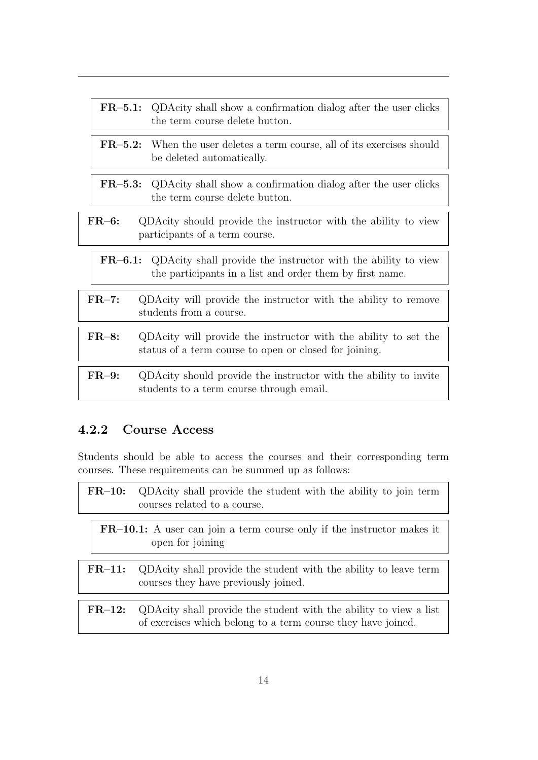**FR–5.1:** QDAcity shall show a confirmation dialog after the user clicks the term course delete button.

**FR–5.2:** When the user deletes a term course, all of its exercises should be deleted automatically.

**FR–5.3:** QDAcity shall show a confirmation dialog after the user clicks the term course delete button.

**FR–6:** QDAcity should provide the instructor with the ability to view participants of a term course.

**FR–6.1:** QDAcity shall provide the instructor with the ability to view the participants in a list and order them by first name.

**FR–7:** QDAcity will provide the instructor with the ability to remove students from a course.

**FR–8:** QDAcity will provide the instructor with the ability to set the status of a term course to open or closed for joining.

**FR–9:** QDAcity should provide the instructor with the ability to invite students to a term course through email.

### 4.2.2 Course Access

Students should be able to access the courses and their corresponding term courses. These requirements can be summed up as follows:

**FR–10:** QDAcity shall provide the student with the ability to join term courses related to a course.

**FR–10.1:** A user can join a term course only if the instructor makes it open for joining

**FR–11:** QDAcity shall provide the student with the ability to leave term courses they have previously joined.

**FR–12:** QDAcity shall provide the student with the ability to view a list of exercises which belong to a term course they have joined.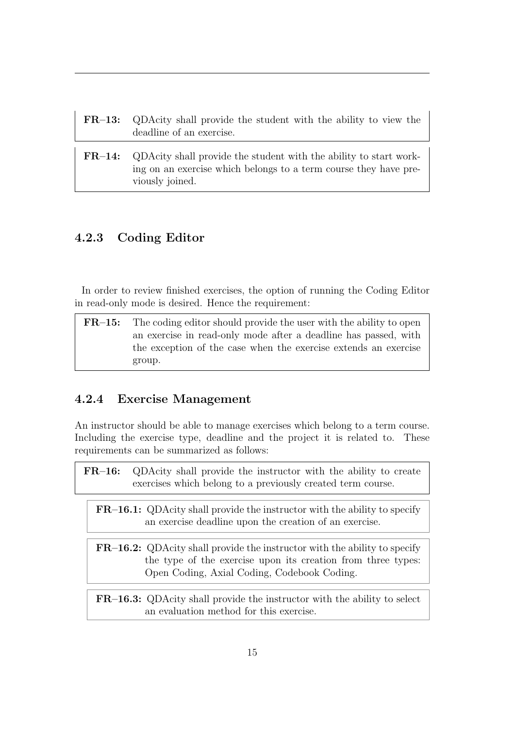**FR–13:** QDAcity shall provide the student with the ability to view the deadline of an exercise.

**FR–14:** QDAcity shall provide the student with the ability to start working on an exercise which belongs to a term course they have previously joined.

### 4.2.3 Coding Editor

In order to review finished exercises, the option of running the Coding Editor in read-only mode is desired. Hence the requirement:

**FR–15:** The coding editor should provide the user with the ability to open an exercise in read-only mode after a deadline has passed, with the exception of the case when the exercise extends an exercise group.

### 4.2.4 Exercise Management

An instructor should be able to manage exercises which belong to a term course. Including the exercise type, deadline and the project it is related to. These requirements can be summarized as follows:

**FR–16:** QDAcity shall provide the instructor with the ability to create exercises which belong to a previously created term course.

**FR–16.1:** QDAcity shall provide the instructor with the ability to specify an exercise deadline upon the creation of an exercise.

**FR–16.2:** QDAcity shall provide the instructor with the ability to specify the type of the exercise upon its creation from three types: Open Coding, Axial Coding, Codebook Coding.

**FR–16.3:** QDAcity shall provide the instructor with the ability to select an evaluation method for this exercise.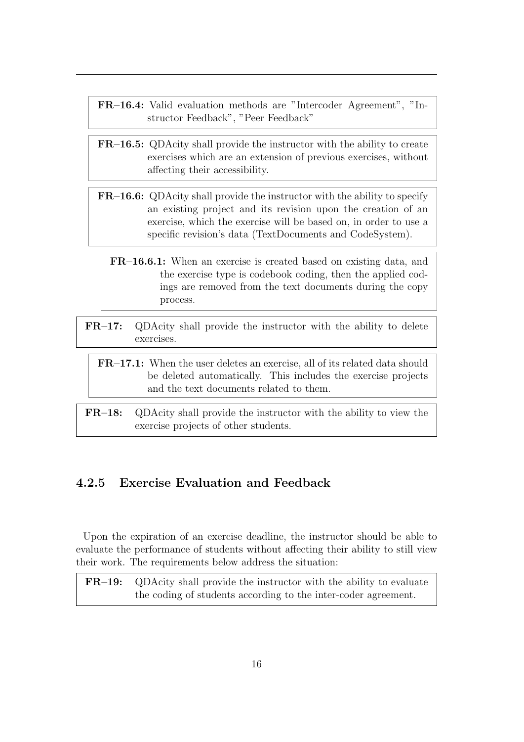**FR–16.4:** Valid evaluation methods are "Intercoder Agreement", "Instructor Feedback", "Peer Feedback"

**FR–16.5:** QDAcity shall provide the instructor with the ability to create exercises which are an extension of previous exercises, without affecting their accessibility.

**FR–16.6:** QDAcity shall provide the instructor with the ability to specify an existing project and its revision upon the creation of an exercise, which the exercise will be based on, in order to use a specific revision's data (TextDocuments and CodeSystem).

**FR–16.6.1:** When an exercise is created based on existing data, and the exercise type is codebook coding, then the applied codings are removed from the text documents during the copy process.

**FR–17:** QDAcity shall provide the instructor with the ability to delete exercises.

**FR–17.1:** When the user deletes an exercise, all of its related data should be deleted automatically. This includes the exercise projects and the text documents related to them.

**FR–18:** QDAcity shall provide the instructor with the ability to view the exercise projects of other students.

### 4.2.5 Exercise Evaluation and Feedback

Upon the expiration of an exercise deadline, the instructor should be able to evaluate the performance of students without affecting their ability to still view their work. The requirements below address the situation:

**FR–19:** QDAcity shall provide the instructor with the ability to evaluate the coding of students according to the inter-coder agreement.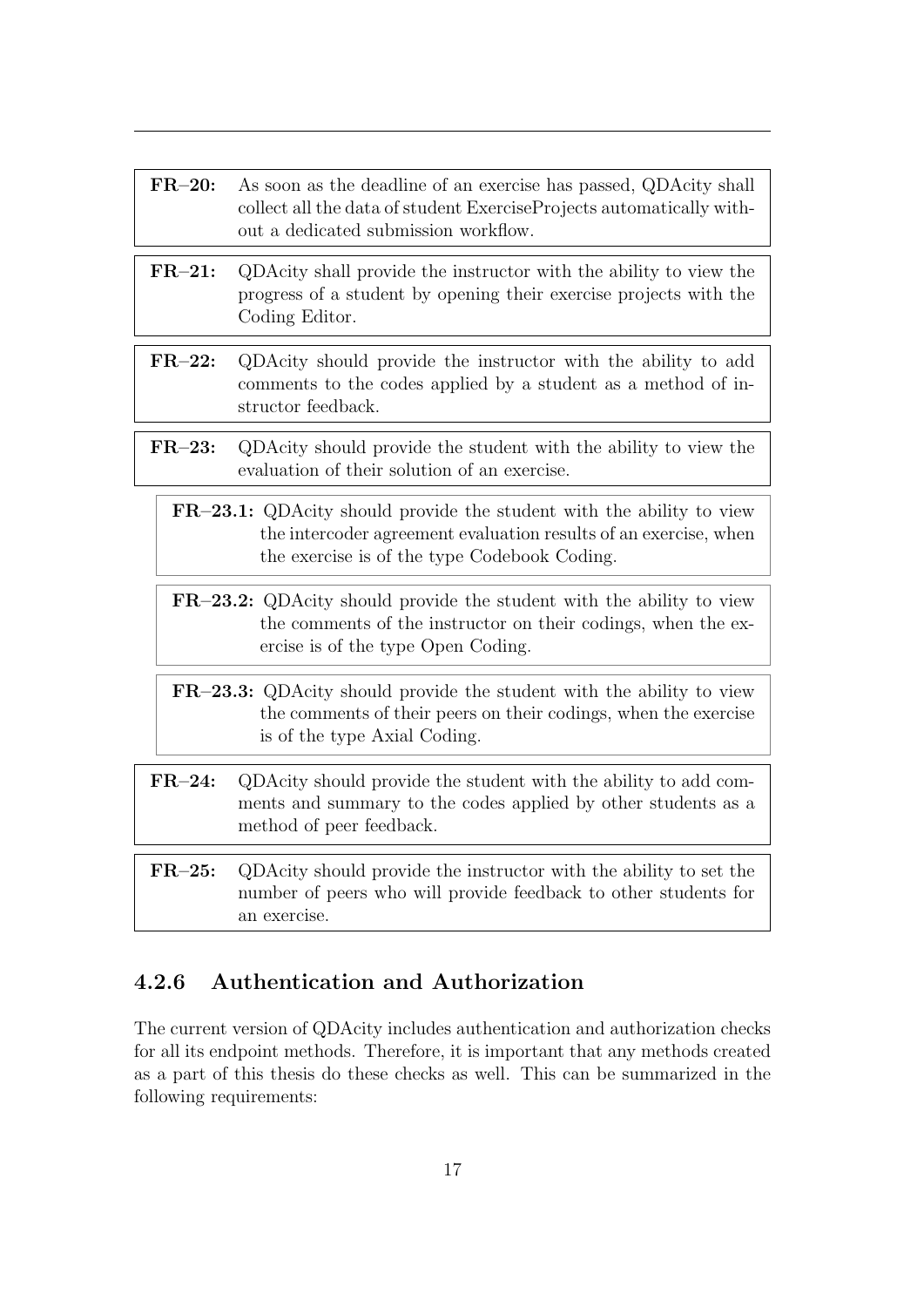**FR–20:** As soon as the deadline of an exercise has passed, QDAcity shall collect all the data of student ExerciseProjects automatically without a dedicated submission workflow.

**FR–21:** QDAcity shall provide the instructor with the ability to view the progress of a student by opening their exercise projects with the Coding Editor.

**FR–22:** QDAcity should provide the instructor with the ability to add comments to the codes applied by a student as a method of instructor feedback.

**FR–23:** QDAcity should provide the student with the ability to view the evaluation of their solution of an exercise.

- **FR–23.1:** QDAcity should provide the student with the ability to view the intercoder agreement evaluation results of an exercise, when the exercise is of the type Codebook Coding.

- **FR–23.2:** QDAcity should provide the student with the ability to view the comments of the instructor on their codings, when the exercise is of the type Open Coding.

- **FR–23.3:** QDAcity should provide the student with the ability to view the comments of their peers on their codings, when the exercise is of the type Axial Coding.

**FR–24:** QDAcity should provide the student with the ability to add comments and summary to the codes applied by other students as a method of peer feedback.

**FR–25:** QDAcity should provide the instructor with the ability to set the number of peers who will provide feedback to other students for an exercise.

### 4.2.6 Authentication and Authorization

The current version of QDAcity includes authentication and authorization checks for all its endpoint methods. Therefore, it is important that any methods created as a part of this thesis do these checks as well. This can be summarized in the following requirements: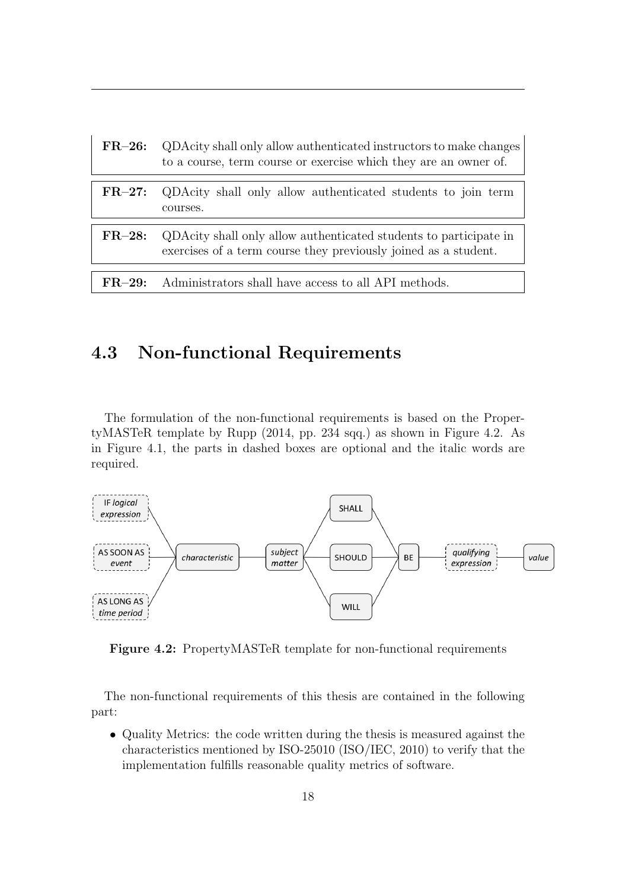| | |
|---|---|
| **FR–26:** | QDAcity shall only allow authenticated instructors to make changes to a course, term course or exercise which they are an owner of. |

| | |
|---|---|
| **FR–27:** | QDAcity shall only allow authenticated students to join term courses. |

| | |
|---|---|
| **FR–28:** | QDAcity shall only allow authenticated students to participate in exercises of a term course they previously joined as a student. |

| | |
|---|---|
| **FR–29:** | Administrators shall have access to all API methods. |

## 4.3 Non-functional Requirements

The formulation of the non-functional requirements is based on the PropertyMASTeR template by Rupp (2014, pp. 234 sqq.) as shown in Figure 4.2. As in Figure 4.1, the parts in dashed boxes are optional and the italic words are required.

**Figure 4.2:** PropertyMASTeR template for non-functional requirements

The non-functional requirements of this thesis are contained in the following part:

- Quality Metrics: the code written during the thesis is measured against the characteristics mentioned by ISO-25010 (ISO/IEC, 2010) to verify that the implementation fulfills reasonable quality metrics of software.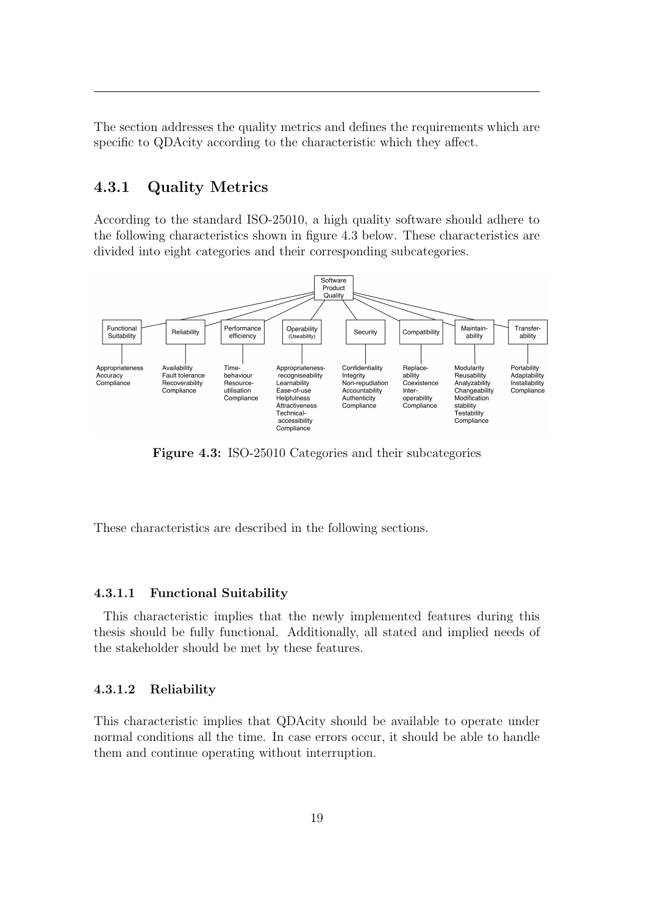The section addresses the quality metrics and defines the requirements which are specific to QDAcity according to the characteristic which they affect.

### 4.3.1 Quality Metrics

According to the standard ISO-25010, a high quality software should adhere to the following characteristics shown in figure 4.3 below. These characteristics are divided into eight categories and their corresponding subcategories.

**Figure 4.3:** ISO-25010 Categories and their subcategories

These characteristics are described in the following sections.

#### 4.3.1.1 Functional Suitability

This characteristic implies that the newly implemented features during this thesis should be fully functional. Additionally, all stated and implied needs of the stakeholder should be met by these features.

#### 4.3.1.2 Reliability

This characteristic implies that QDAcity should be available to operate under normal conditions all the time. In case errors occur, it should be able to handle them and continue operating without interruption.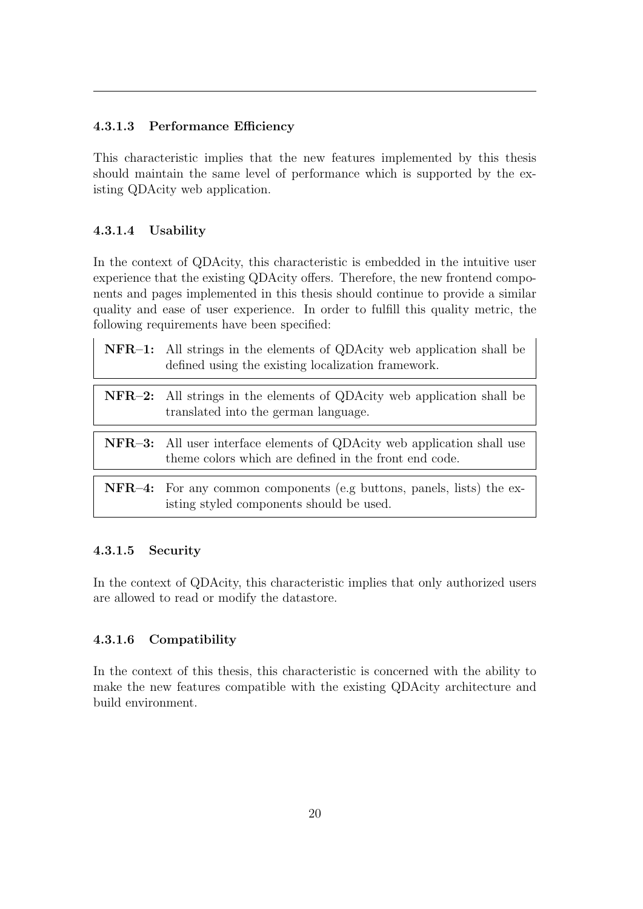#### 4.3.1.3 Performance Efficiency

This characteristic implies that the new features implemented by this thesis should maintain the same level of performance which is supported by the existing QDAcity web application.

#### 4.3.1.4 Usability

In the context of QDAcity, this characteristic is embedded in the intuitive user experience that the existing QDAcity offers. Therefore, the new frontend components and pages implemented in this thesis should continue to provide a similar quality and ease of user experience. In order to fulfill this quality metric, the following requirements have been specified:

**NFR–1:** All strings in the elements of QDAcity web application shall be defined using the existing localization framework.

**NFR–2:** All strings in the elements of QDAcity web application shall be translated into the german language.

**NFR–3:** All user interface elements of QDAcity web application shall use theme colors which are defined in the front end code.

**NFR–4:** For any common components (e.g buttons, panels, lists) the existing styled components should be used.

#### 4.3.1.5 Security

In the context of QDAcity, this characteristic implies that only authorized users are allowed to read or modify the datastore.

#### 4.3.1.6 Compatibility

In the context of this thesis, this characteristic is concerned with the ability to make the new features compatible with the existing QDAcity architecture and build environment.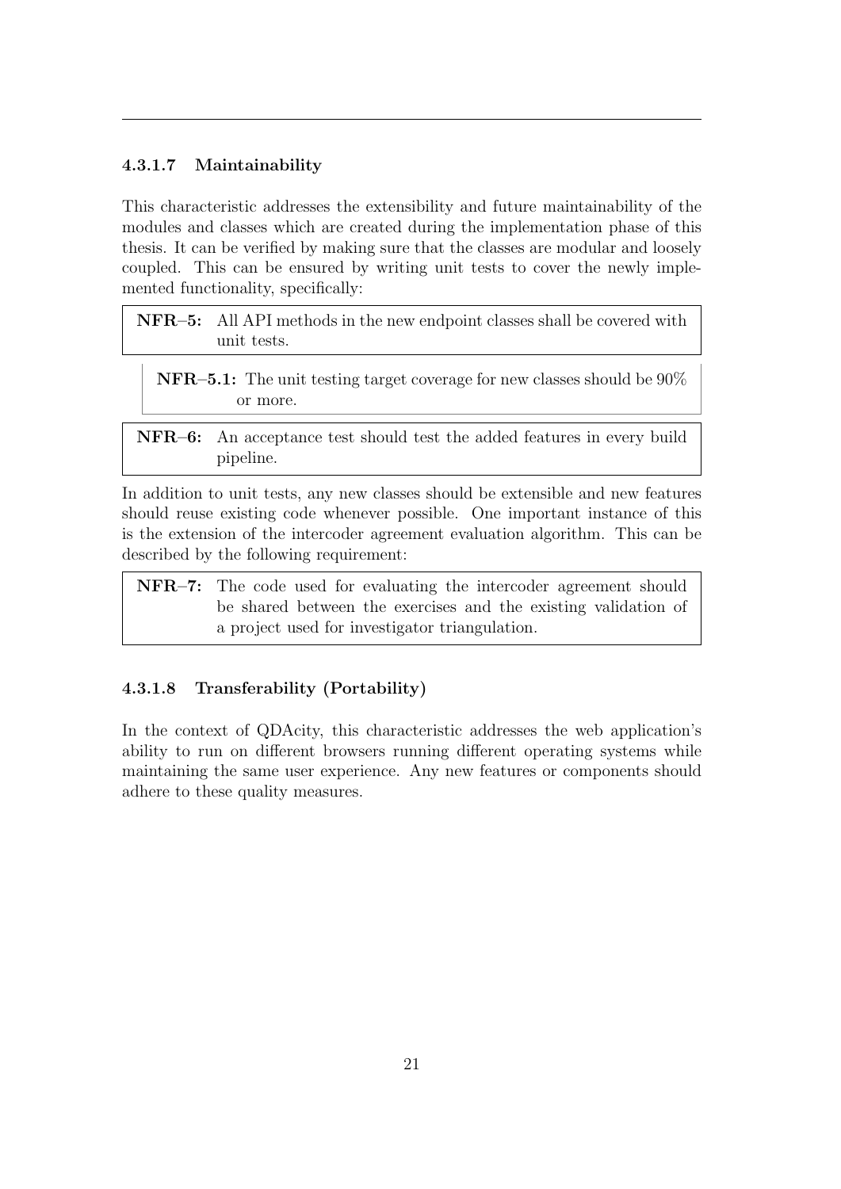#### 4.3.1.7 Maintainability

This characteristic addresses the extensibility and future maintainability of the modules and classes which are created during the implementation phase of this thesis. It can be verified by making sure that the classes are modular and loosely coupled. This can be ensured by writing unit tests to cover the newly implemented functionality, specifically:

> **NFR–5:** All API methods in the new endpoint classes shall be covered with unit tests.

> **NFR–5.1:** The unit testing target coverage for new classes should be 90% or more.

> **NFR–6:** An acceptance test should test the added features in every build pipeline.

In addition to unit tests, any new classes should be extensible and new features should reuse existing code whenever possible. One important instance of this is the extension of the intercoder agreement evaluation algorithm. This can be described by the following requirement:

> **NFR–7:** The code used for evaluating the intercoder agreement should be shared between the exercises and the existing validation of a project used for investigator triangulation.

#### 4.3.1.8 Transferability (Portability)

In the context of QDAcity, this characteristic addresses the web application's ability to run on different browsers running different operating systems while maintaining the same user experience. Any new features or components should adhere to these quality measures.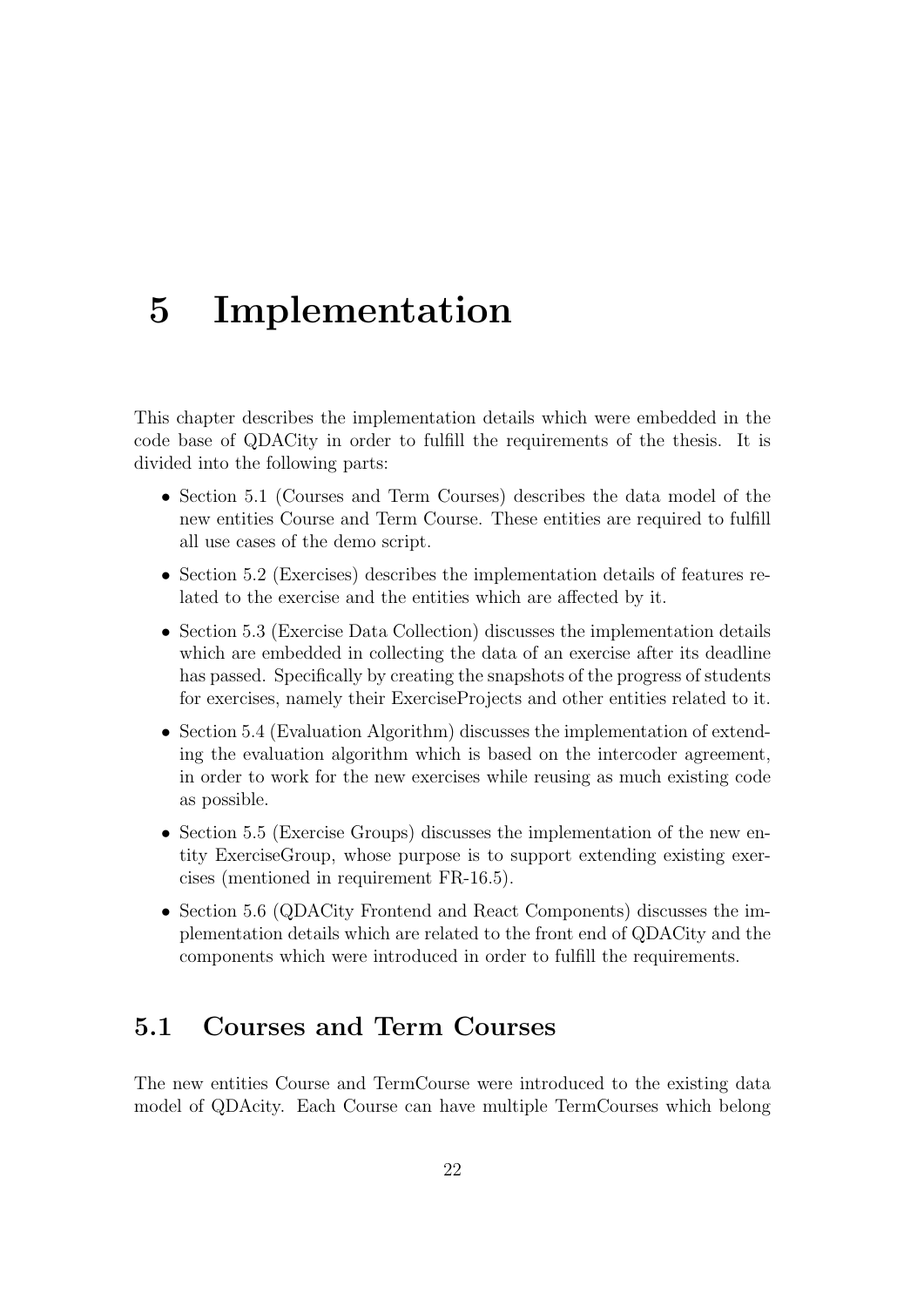# 5 Implementation

This chapter describes the implementation details which were embedded in the code base of QDACity in order to fulfill the requirements of the thesis. It is divided into the following parts:

- Section 5.1 (Courses and Term Courses) describes the data model of the new entities Course and Term Course. These entities are required to fulfill all use cases of the demo script.
- Section 5.2 (Exercises) describes the implementation details of features related to the exercise and the entities which are affected by it.
- Section 5.3 (Exercise Data Collection) discusses the implementation details which are embedded in collecting the data of an exercise after its deadline has passed. Specifically by creating the snapshots of the progress of students for exercises, namely their ExerciseProjects and other entities related to it.
- Section 5.4 (Evaluation Algorithm) discusses the implementation of extending the evaluation algorithm which is based on the intercoder agreement, in order to work for the new exercises while reusing as much existing code as possible.
- Section 5.5 (Exercise Groups) discusses the implementation of the new entity ExerciseGroup, whose purpose is to support extending existing exercises (mentioned in requirement FR-16.5).
- Section 5.6 (QDACity Frontend and React Components) discusses the implementation details which are related to the front end of QDACity and the components which were introduced in order to fulfill the requirements.

## 5.1 Courses and Term Courses

The new entities Course and TermCourse were introduced to the existing data model of QDAcity. Each Course can have multiple TermCourses which belong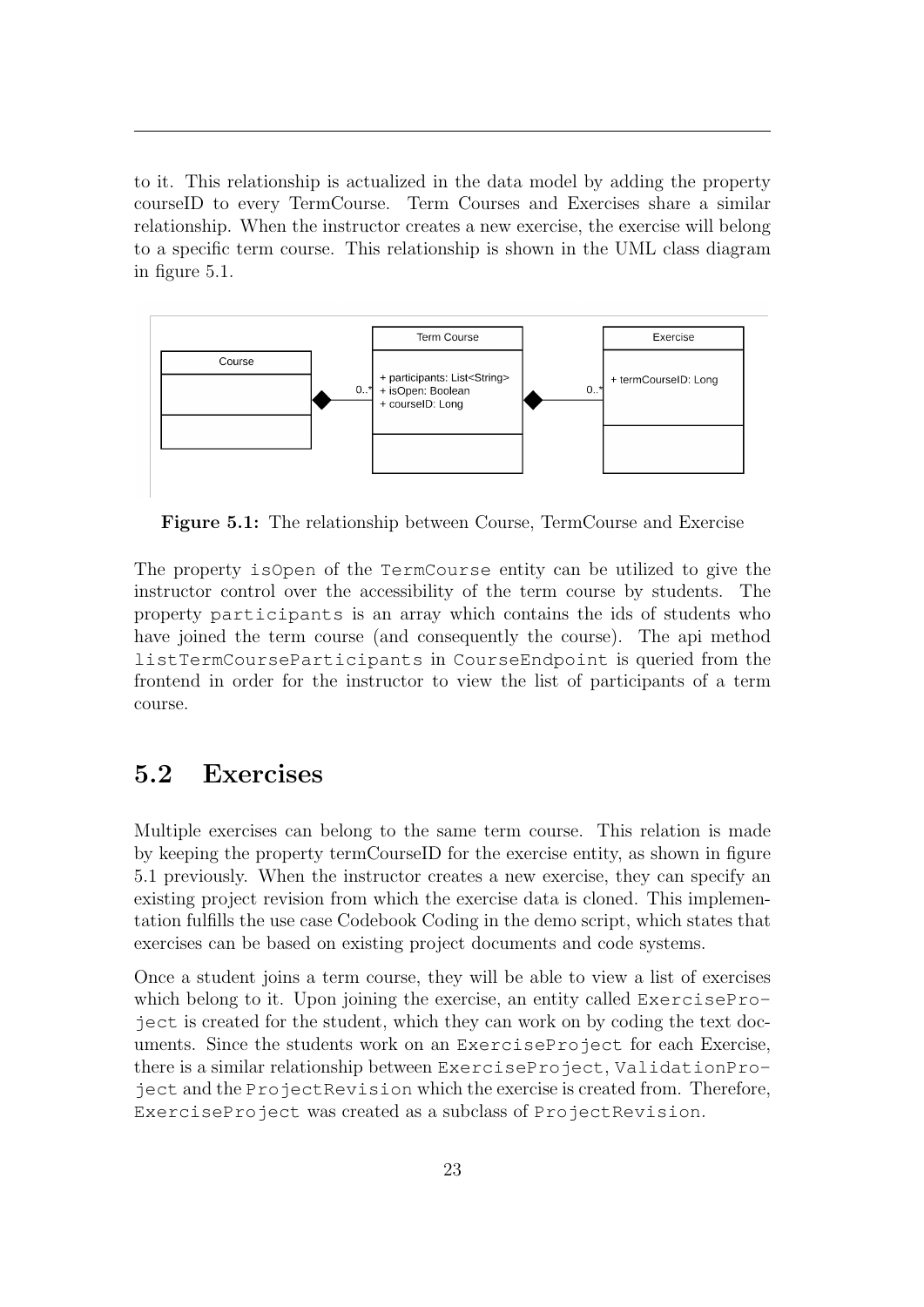to it. This relationship is actualized in the data model by adding the property courseID to every TermCourse. Term Courses and Exercises share a similar relationship. When the instructor creates a new exercise, the exercise will belong to a specific term course. This relationship is shown in the UML class diagram in figure 5.1.

**Figure 5.1:** The relationship between Course, TermCourse and Exercise

The property `isOpen` of the `TermCourse` entity can be utilized to give the instructor control over the accessibility of the term course by students. The property `participants` is an array which contains the ids of students who have joined the term course (and consequently the course). The api method `listTermCourseParticipants` in `CourseEndpoint` is queried from the frontend in order for the instructor to view the list of participants of a term course.

## 5.2 Exercises

Multiple exercises can belong to the same term course. This relation is made by keeping the property termCourseID for the exercise entity, as shown in figure 5.1 previously. When the instructor creates a new exercise, they can specify an existing project revision from which the exercise data is cloned. This implementation fulfills the use case Codebook Coding in the demo script, which states that exercises can be based on existing project documents and code systems.

Once a student joins a term course, they will be able to view a list of exercises which belong to it. Upon joining the exercise, an entity called `ExerciseProject` is created for the student, which they can work on by coding the text documents. Since the students work on an `ExerciseProject` for each Exercise, there is a similar relationship between `ExerciseProject`, `ValidationProject` and the `ProjectRevision` which the exercise is created from. Therefore, `ExerciseProject` was created as a subclass of `ProjectRevision`.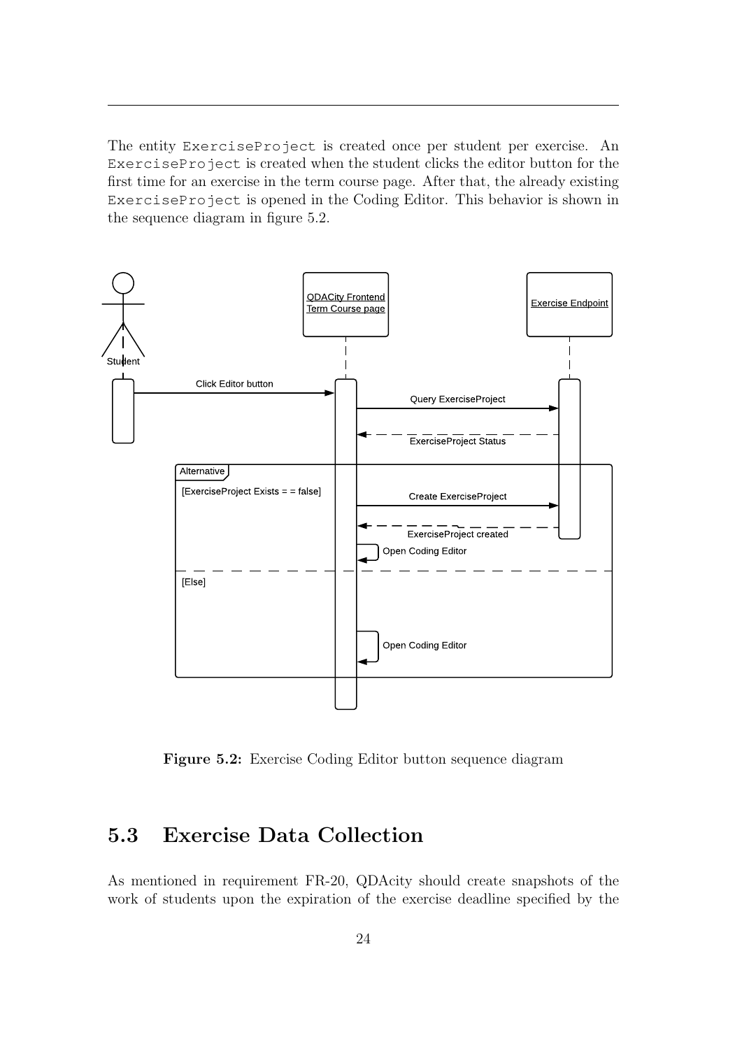The entity `ExerciseProject` is created once per student per exercise. An `ExerciseProject` is created when the student clicks the editor button for the first time for an exercise in the term course page. After that, the already existing `ExerciseProject` is opened in the Coding Editor. This behavior is shown in the sequence diagram in figure 5.2.

**Figure 5.2:** Exercise Coding Editor button sequence diagram

## 5.3 Exercise Data Collection

As mentioned in requirement FR-20, QDAcity should create snapshots of the work of students upon the expiration of the exercise deadline specified by the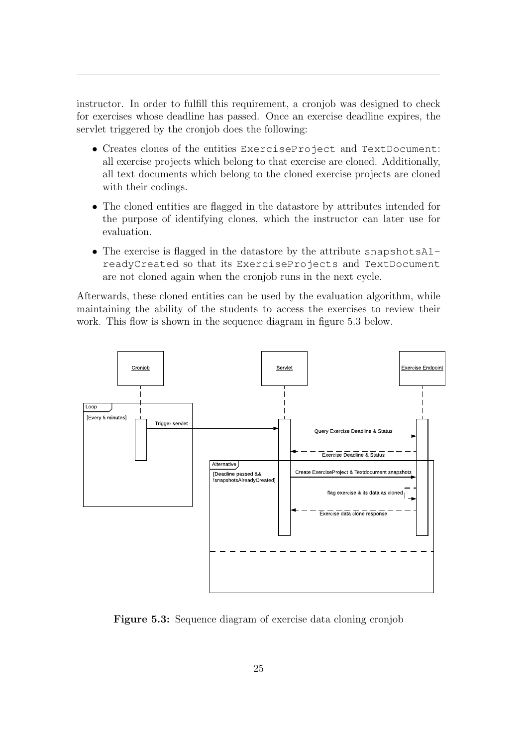instructor. In order to fulfill this requirement, a cronjob was designed to check for exercises whose deadline has passed. Once an exercise deadline expires, the servlet triggered by the cronjob does the following:

- Creates clones of the entities `ExerciseProject` and `TextDocument`: all exercise projects which belong to that exercise are cloned. Additionally, all text documents which belong to the cloned exercise projects are cloned with their codings.
- The cloned entities are flagged in the datastore by attributes intended for the purpose of identifying clones, which the instructor can later use for evaluation.
- The exercise is flagged in the datastore by the attribute `snapshotsAlreadyCreated` so that its `ExerciseProjects` and `TextDocument` are not cloned again when the cronjob runs in the next cycle.

Afterwards, these cloned entities can be used by the evaluation algorithm, while maintaining the ability of the students to access the exercises to review their work. This flow is shown in the sequence diagram in figure 5.3 below.

**Figure 5.3:** Sequence diagram of exercise data cloning cronjob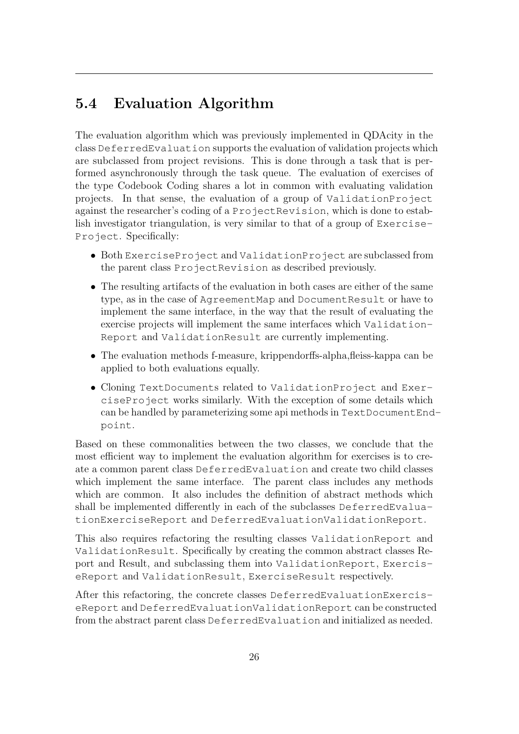## 5.4 Evaluation Algorithm

The evaluation algorithm which was previously implemented in QDAcity in the class `DeferredEvaluation` supports the evaluation of validation projects which are subclassed from project revisions. This is done through a task that is performed asynchronously through the task queue. The evaluation of exercises of the type Codebook Coding shares a lot in common with evaluating validation projects. In that sense, the evaluation of a group of `ValidationProject` against the researcher's coding of a `ProjectRevision`, which is done to establish investigator triangulation, is very similar to that of a group of `ExerciseProject`. Specifically:

- Both `ExerciseProject` and `ValidationProject` are subclassed from the parent class `ProjectRevision` as described previously.
- The resulting artifacts of the evaluation in both cases are either of the same type, as in the case of `AgreementMap` and `DocumentResult` or have to implement the same interface, in the way that the result of evaluating the exercise projects will implement the same interfaces which `ValidationReport` and `ValidationResult` are currently implementing.
- The evaluation methods f-measure, krippendorffs-alpha,fleiss-kappa can be applied to both evaluations equally.
- Cloning `TextDocuments` related to `ValidationProject` and `ExerciseProject` works similarly. With the exception of some details which can be handled by parameterizing some api methods in `TextDocumentEndpoint`.

Based on these commonalities between the two classes, we conclude that the most efficient way to implement the evaluation algorithm for exercises is to create a common parent class `DeferredEvaluation` and create two child classes which implement the same interface. The parent class includes any methods which are common. It also includes the definition of abstract methods which shall be implemented differently in each of the subclasses `DeferredEvaluationExerciseReport` and `DeferredEvaluationValidationReport`.

This also requires refactoring the resulting classes `ValidationReport` and `ValidationResult`. Specifically by creating the common abstract classes Report and Result, and subclassing them into `ValidationReport`, `ExerciseReport` and `ValidationResult`, `ExerciseResult` respectively.

After this refactoring, the concrete classes `DeferredEvaluationExerciseReport` and `DeferredEvaluationValidationReport` can be constructed from the abstract parent class `DeferredEvaluation` and initialized as needed.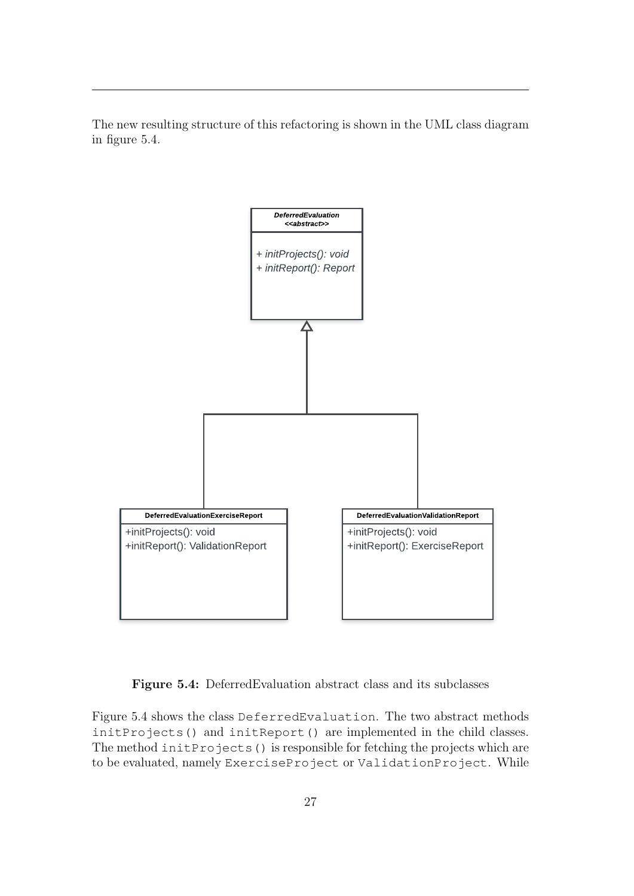The new resulting structure of this refactoring is shown in the UML class diagram in figure 5.4.

**Figure 5.4:** DeferredEvaluation abstract class and its subclasses

Figure 5.4 shows the class `DeferredEvaluation`. The two abstract methods `initProjects()` and `initReport()` are implemented in the child classes. The method `initProjects()` is responsible for fetching the projects which are to be evaluated, namely `ExerciseProject` or `ValidationProject`. While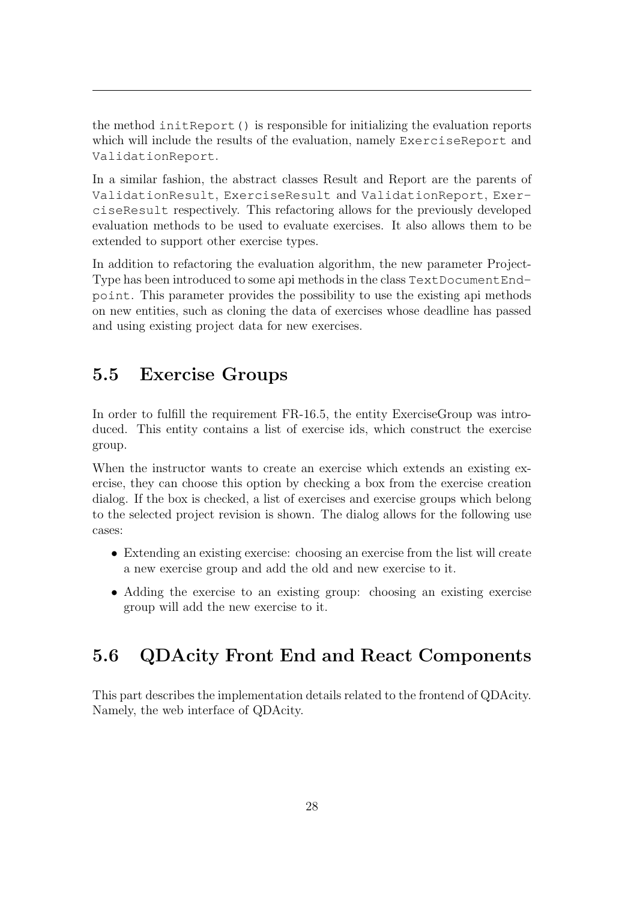the method `initReport()` is responsible for initializing the evaluation reports which will include the results of the evaluation, namely `ExerciseReport` and `ValidationReport`.

In a similar fashion, the abstract classes Result and Report are the parents of `ValidationResult`, `ExerciseResult` and `ValidationReport`, `ExerciseResult` respectively. This refactoring allows for the previously developed evaluation methods to be used to evaluate exercises. It also allows them to be extended to support other exercise types.

In addition to refactoring the evaluation algorithm, the new parameter ProjectType has been introduced to some api methods in the class `TextDocumentEndpoint`. This parameter provides the possibility to use the existing api methods on new entities, such as cloning the data of exercises whose deadline has passed and using existing project data for new exercises.

## 5.5 Exercise Groups

In order to fulfill the requirement FR-16.5, the entity ExerciseGroup was introduced. This entity contains a list of exercise ids, which construct the exercise group.

When the instructor wants to create an exercise which extends an existing exercise, they can choose this option by checking a box from the exercise creation dialog. If the box is checked, a list of exercises and exercise groups which belong to the selected project revision is shown. The dialog allows for the following use cases:

- Extending an existing exercise: choosing an exercise from the list will create a new exercise group and add the old and new exercise to it.
- Adding the exercise to an existing group: choosing an existing exercise group will add the new exercise to it.

## 5.6 QDAcity Front End and React Components

This part describes the implementation details related to the frontend of QDAcity. Namely, the web interface of QDAcity.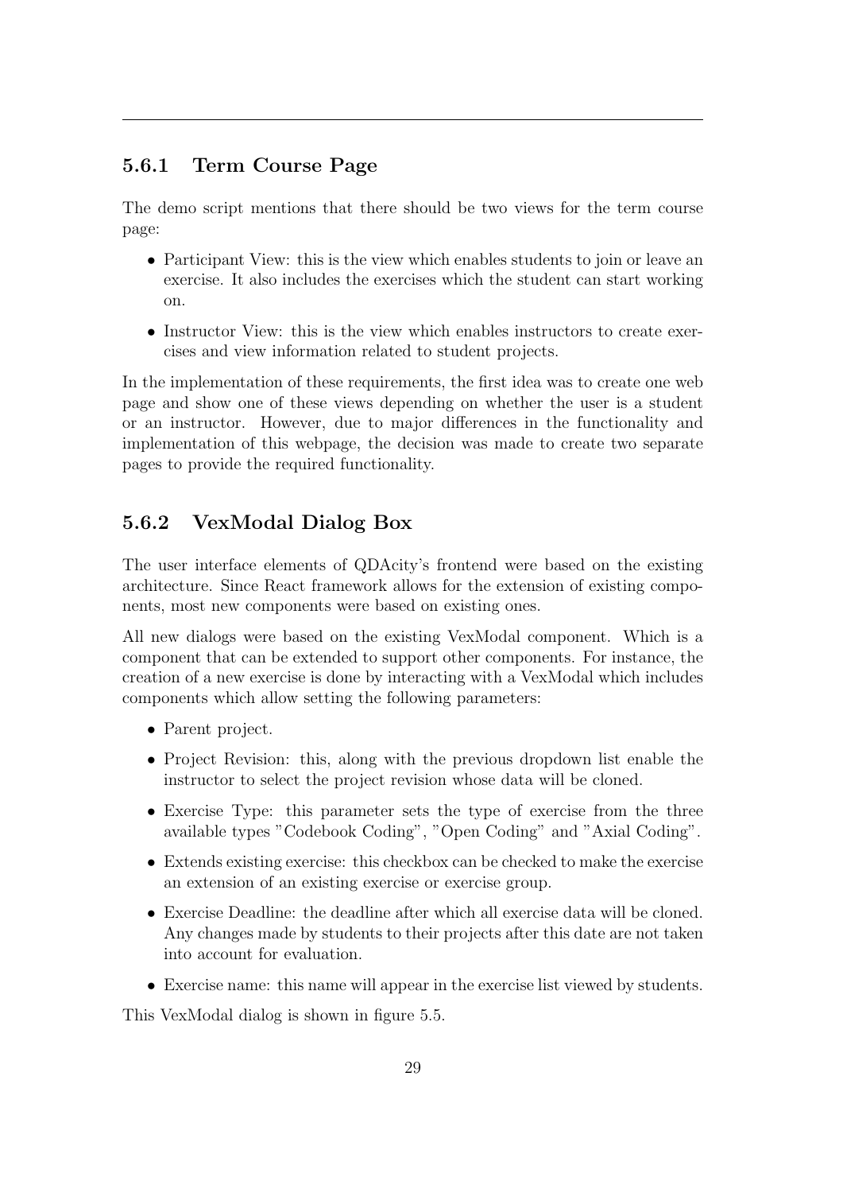### 5.6.1 Term Course Page

The demo script mentions that there should be two views for the term course page:

- Participant View: this is the view which enables students to join or leave an exercise. It also includes the exercises which the student can start working on.
- Instructor View: this is the view which enables instructors to create exercises and view information related to student projects.

In the implementation of these requirements, the first idea was to create one web page and show one of these views depending on whether the user is a student or an instructor. However, due to major differences in the functionality and implementation of this webpage, the decision was made to create two separate pages to provide the required functionality.

### 5.6.2 VexModal Dialog Box

The user interface elements of QDAcity's frontend were based on the existing architecture. Since React framework allows for the extension of existing components, most new components were based on existing ones.

All new dialogs were based on the existing VexModal component. Which is a component that can be extended to support other components. For instance, the creation of a new exercise is done by interacting with a VexModal which includes components which allow setting the following parameters:

- Parent project.
- Project Revision: this, along with the previous dropdown list enable the instructor to select the project revision whose data will be cloned.
- Exercise Type: this parameter sets the type of exercise from the three available types "Codebook Coding", "Open Coding" and "Axial Coding".
- Extends existing exercise: this checkbox can be checked to make the exercise an extension of an existing exercise or exercise group.
- Exercise Deadline: the deadline after which all exercise data will be cloned. Any changes made by students to their projects after this date are not taken into account for evaluation.
- Exercise name: this name will appear in the exercise list viewed by students.

This VexModal dialog is shown in figure 5.5.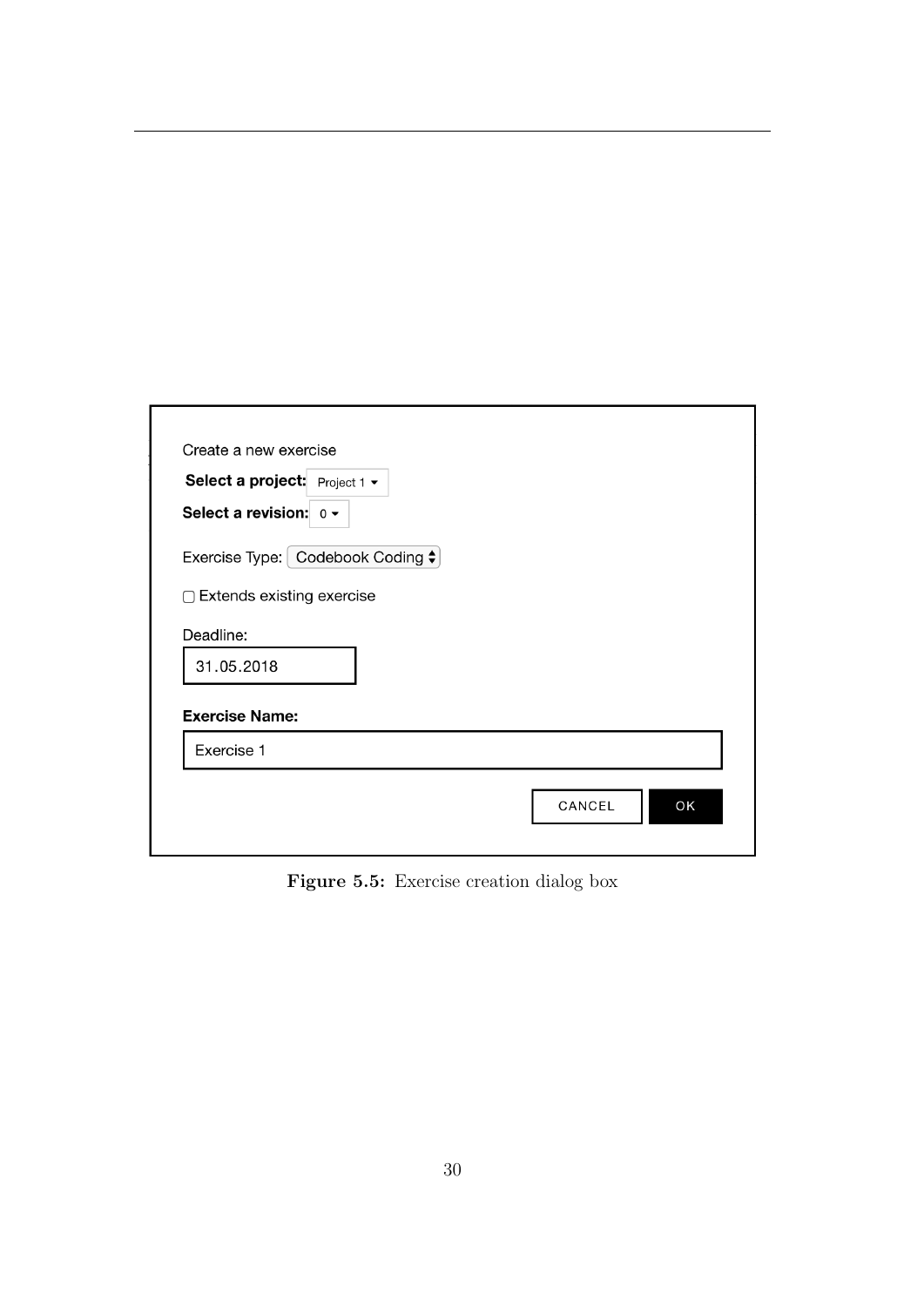Create a new exercise

**Select a project:** Project 1 ▾

**Select a revision:** 0 ▾

Exercise Type: Codebook Coding

☐ Extends existing exercise

Deadline:

31.05.2018

**Exercise Name:**

Exercise 1

CANCEL OK

**Figure 5.5:** Exercise creation dialog box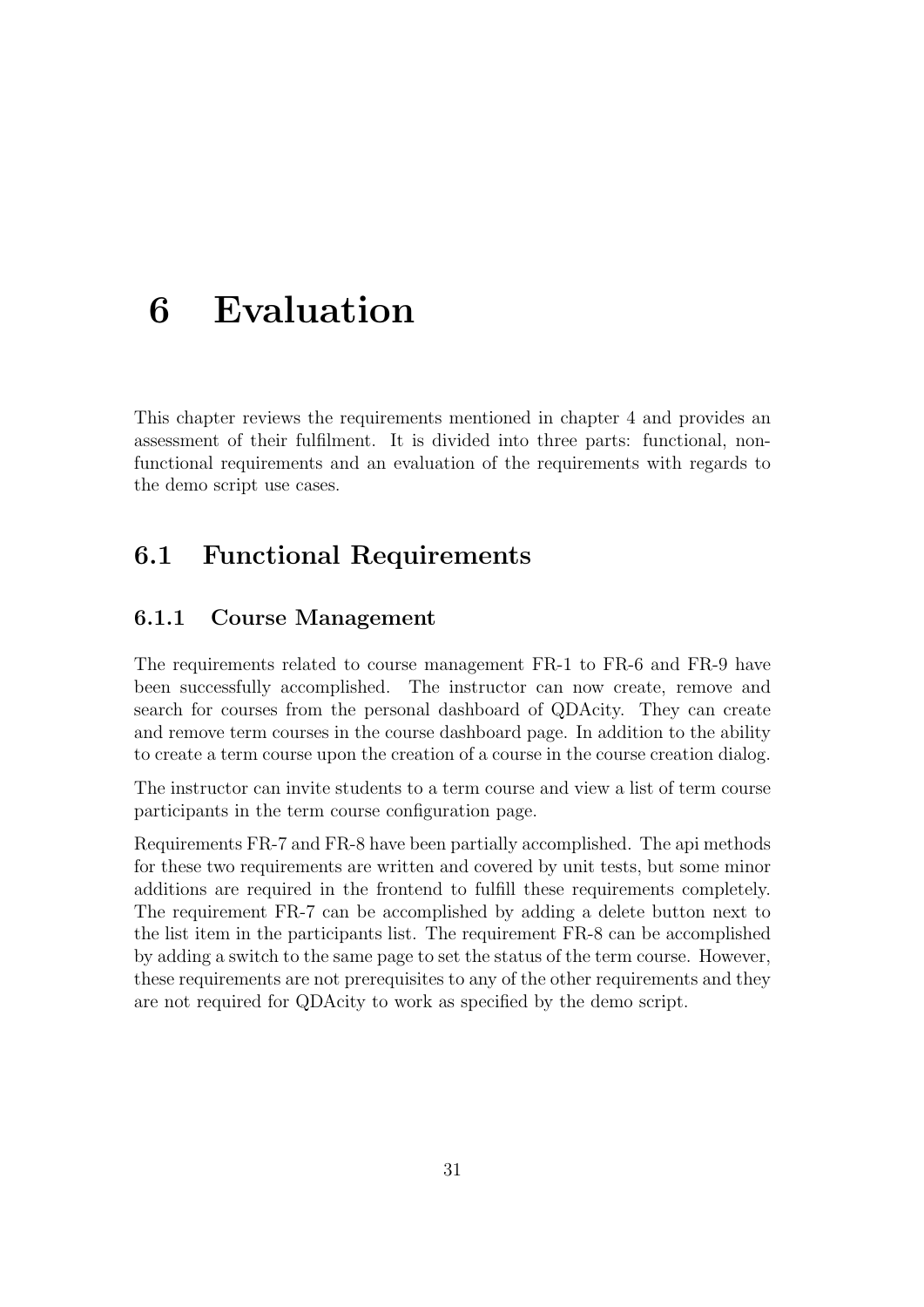# 6 Evaluation

This chapter reviews the requirements mentioned in chapter 4 and provides an assessment of their fulfilment. It is divided into three parts: functional, non-functional requirements and an evaluation of the requirements with regards to the demo script use cases.

## 6.1 Functional Requirements

### 6.1.1 Course Management

The requirements related to course management FR-1 to FR-6 and FR-9 have been successfully accomplished. The instructor can now create, remove and search for courses from the personal dashboard of QDAcity. They can create and remove term courses in the course dashboard page. In addition to the ability to create a term course upon the creation of a course in the course creation dialog.

The instructor can invite students to a term course and view a list of term course participants in the term course configuration page.

Requirements FR-7 and FR-8 have been partially accomplished. The api methods for these two requirements are written and covered by unit tests, but some minor additions are required in the frontend to fulfill these requirements completely. The requirement FR-7 can be accomplished by adding a delete button next to the list item in the participants list. The requirement FR-8 can be accomplished by adding a switch to the same page to set the status of the term course. However, these requirements are not prerequisites to any of the other requirements and they are not required for QDAcity to work as specified by the demo script.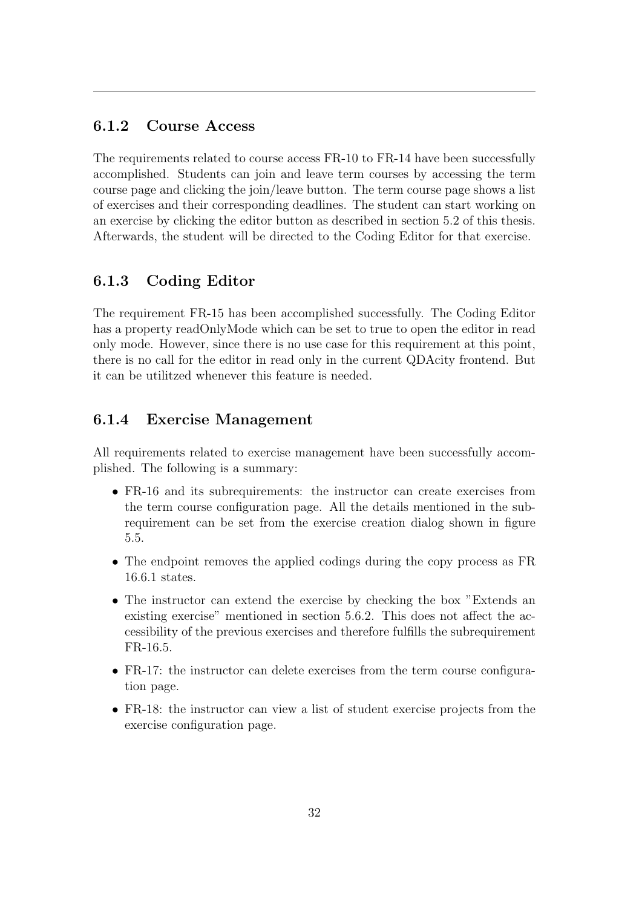### 6.1.2 Course Access

The requirements related to course access FR-10 to FR-14 have been successfully accomplished. Students can join and leave term courses by accessing the term course page and clicking the join/leave button. The term course page shows a list of exercises and their corresponding deadlines. The student can start working on an exercise by clicking the editor button as described in section 5.2 of this thesis. Afterwards, the student will be directed to the Coding Editor for that exercise.

### 6.1.3 Coding Editor

The requirement FR-15 has been accomplished successfully. The Coding Editor has a property readOnlyMode which can be set to true to open the editor in read only mode. However, since there is no use case for this requirement at this point, there is no call for the editor in read only in the current QDAcity frontend. But it can be utilitzed whenever this feature is needed.

### 6.1.4 Exercise Management

All requirements related to exercise management have been successfully accomplished. The following is a summary:

- FR-16 and its subrequirements: the instructor can create exercises from the term course configuration page. All the details mentioned in the subrequirement can be set from the exercise creation dialog shown in figure 5.5.
- The endpoint removes the applied codings during the copy process as FR 16.6.1 states.
- The instructor can extend the exercise by checking the box "Extends an existing exercise" mentioned in section 5.6.2. This does not affect the accessibility of the previous exercises and therefore fulfills the subrequirement FR-16.5.
- FR-17: the instructor can delete exercises from the term course configuration page.
- FR-18: the instructor can view a list of student exercise projects from the exercise configuration page.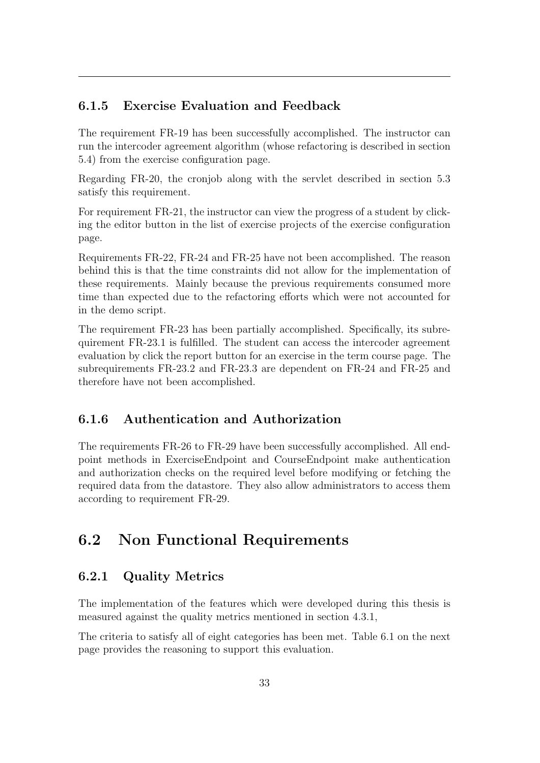### 6.1.5 Exercise Evaluation and Feedback

The requirement FR-19 has been successfully accomplished. The instructor can run the intercoder agreement algorithm (whose refactoring is described in section 5.4) from the exercise configuration page.

Regarding FR-20, the cronjob along with the servlet described in section 5.3 satisfy this requirement.

For requirement FR-21, the instructor can view the progress of a student by clicking the editor button in the list of exercise projects of the exercise configuration page.

Requirements FR-22, FR-24 and FR-25 have not been accomplished. The reason behind this is that the time constraints did not allow for the implementation of these requirements. Mainly because the previous requirements consumed more time than expected due to the refactoring efforts which were not accounted for in the demo script.

The requirement FR-23 has been partially accomplished. Specifically, its subrequirement FR-23.1 is fulfilled. The student can access the intercoder agreement evaluation by click the report button for an exercise in the term course page. The subrequirements FR-23.2 and FR-23.3 are dependent on FR-24 and FR-25 and therefore have not been accomplished.

### 6.1.6 Authentication and Authorization

The requirements FR-26 to FR-29 have been successfully accomplished. All endpoint methods in ExerciseEndpoint and CourseEndpoint make authentication and authorization checks on the required level before modifying or fetching the required data from the datastore. They also allow administrators to access them according to requirement FR-29.

## 6.2 Non Functional Requirements

### 6.2.1 Quality Metrics

The implementation of the features which were developed during this thesis is measured against the quality metrics mentioned in section 4.3.1,

The criteria to satisfy all of eight categories has been met. Table 6.1 on the next page provides the reasoning to support this evaluation.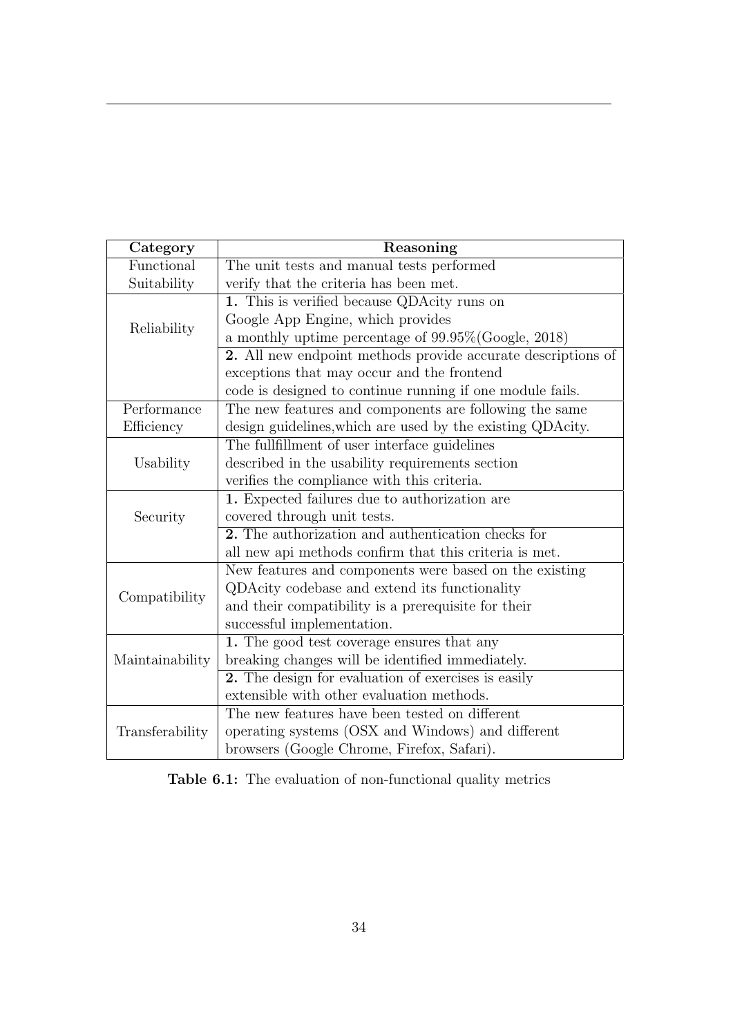| Category | Reasoning |
|---|---|
| Functional Suitability | The unit tests and manual tests performed verify that the criteria has been met. |
| Reliability | **1.** This is verified because QDAcity runs on Google App Engine, which provides a monthly uptime percentage of 99.95%(Google, 2018) |
| | **2.** All new endpoint methods provide accurate descriptions of exceptions that may occur and the frontend code is designed to continue running if one module fails. |
| Performance Efficiency | The new features and components are following the same design guidelines,which are used by the existing QDAcity. |
| Usability | The fullfillment of user interface guidelines described in the usability requirements section verifies the compliance with this criteria. |
| Security | **1.** Expected failures due to authorization are covered through unit tests. |
| | **2.** The authorization and authentication checks for all new api methods confirm that this criteria is met. |
| Compatibility | New features and components were based on the existing QDAcity codebase and extend its functionality and their compatibility is a prerequisite for their successful implementation. |
| Maintainability | **1.** The good test coverage ensures that any breaking changes will be identified immediately. |
| | **2.** The design for evaluation of exercises is easily extensible with other evaluation methods. |
| Transferability | The new features have been tested on different operating systems (OSX and Windows) and different browsers (Google Chrome, Firefox, Safari). |

**Table 6.1:** The evaluation of non-functional quality metrics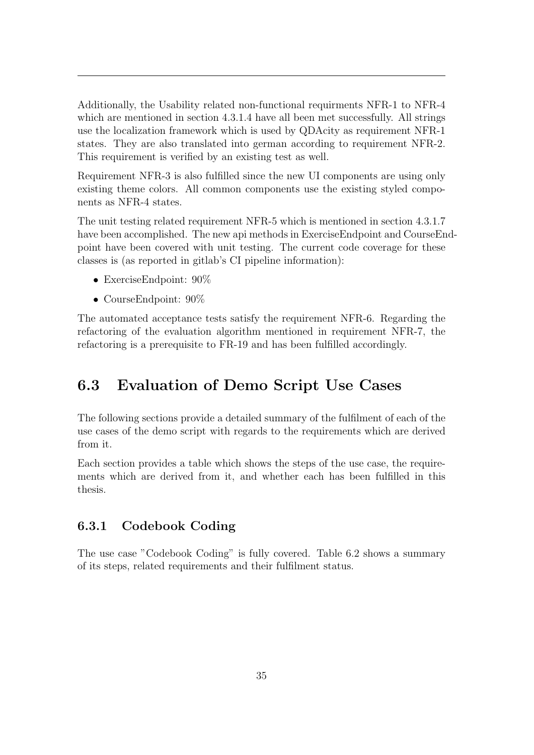Additionally, the Usability related non-functional requirments NFR-1 to NFR-4 which are mentioned in section 4.3.1.4 have all been met successfully. All strings use the localization framework which is used by QDAcity as requirement NFR-1 states. They are also translated into german according to requirement NFR-2. This requirement is verified by an existing test as well.

Requirement NFR-3 is also fulfilled since the new UI components are using only existing theme colors. All common components use the existing styled components as NFR-4 states.

The unit testing related requirement NFR-5 which is mentioned in section 4.3.1.7 have been accomplished. The new api methods in ExerciseEndpoint and CourseEndpoint have been covered with unit testing. The current code coverage for these classes is (as reported in gitlab's CI pipeline information):

- ExerciseEndpoint: 90%
- CourseEndpoint: 90%

The automated acceptance tests satisfy the requirement NFR-6. Regarding the refactoring of the evaluation algorithm mentioned in requirement NFR-7, the refactoring is a prerequisite to FR-19 and has been fulfilled accordingly.

## 6.3 Evaluation of Demo Script Use Cases

The following sections provide a detailed summary of the fulfilment of each of the use cases of the demo script with regards to the requirements which are derived from it.

Each section provides a table which shows the steps of the use case, the requirements which are derived from it, and whether each has been fulfilled in this thesis.

### 6.3.1 Codebook Coding

The use case "Codebook Coding" is fully covered. Table 6.2 shows a summary of its steps, related requirements and their fulfilment status.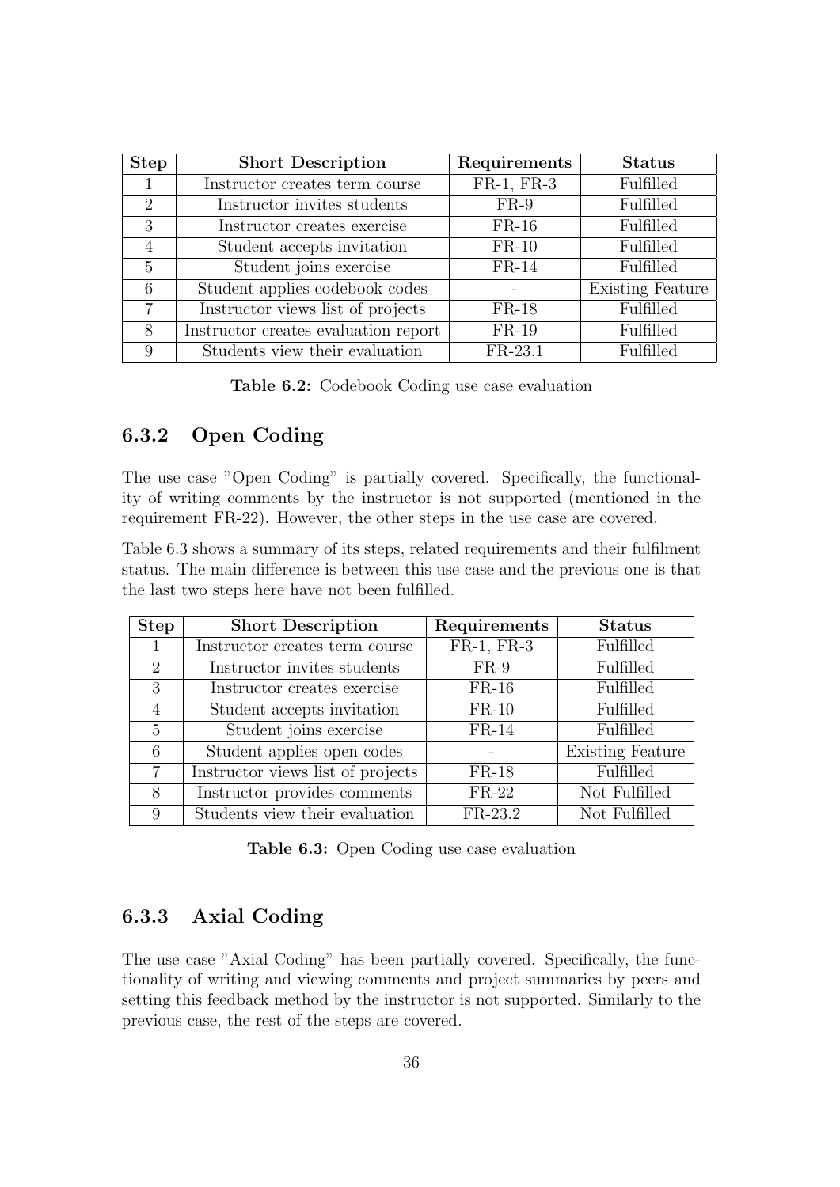| Step | Short Description | Requirements | Status |
|---|---|---|---|
| 1 | Instructor creates term course | FR-1, FR-3 | Fulfilled |
| 2 | Instructor invites students | FR-9 | Fulfilled |
| 3 | Instructor creates exercise | FR-16 | Fulfilled |
| 4 | Student accepts invitation | FR-10 | Fulfilled |
| 5 | Student joins exercise | FR-14 | Fulfilled |
| 6 | Student applies codebook codes | - | Existing Feature |
| 7 | Instructor views list of projects | FR-18 | Fulfilled |
| 8 | Instructor creates evaluation report | FR-19 | Fulfilled |
| 9 | Students view their evaluation | FR-23.1 | Fulfilled |

**Table 6.2:** Codebook Coding use case evaluation

### 6.3.2 Open Coding

The use case "Open Coding" is partially covered. Specifically, the functionality of writing comments by the instructor is not supported (mentioned in the requirement FR-22). However, the other steps in the use case are covered.

Table 6.3 shows a summary of its steps, related requirements and their fulfilment status. The main difference is between this use case and the previous one is that the last two steps here have not been fulfilled.

| Step | Short Description | Requirements | Status |
|---|---|---|---|
| 1 | Instructor creates term course | FR-1, FR-3 | Fulfilled |
| 2 | Instructor invites students | FR-9 | Fulfilled |
| 3 | Instructor creates exercise | FR-16 | Fulfilled |
| 4 | Student accepts invitation | FR-10 | Fulfilled |
| 5 | Student joins exercise | FR-14 | Fulfilled |
| 6 | Student applies open codes | - | Existing Feature |
| 7 | Instructor views list of projects | FR-18 | Fulfilled |
| 8 | Instructor provides comments | FR-22 | Not Fulfilled |
| 9 | Students view their evaluation | FR-23.2 | Not Fulfilled |

**Table 6.3:** Open Coding use case evaluation

### 6.3.3 Axial Coding

The use case "Axial Coding" has been partially covered. Specifically, the functionality of writing and viewing comments and project summaries by peers and setting this feedback method by the instructor is not supported. Similarly to the previous case, the rest of the steps are covered.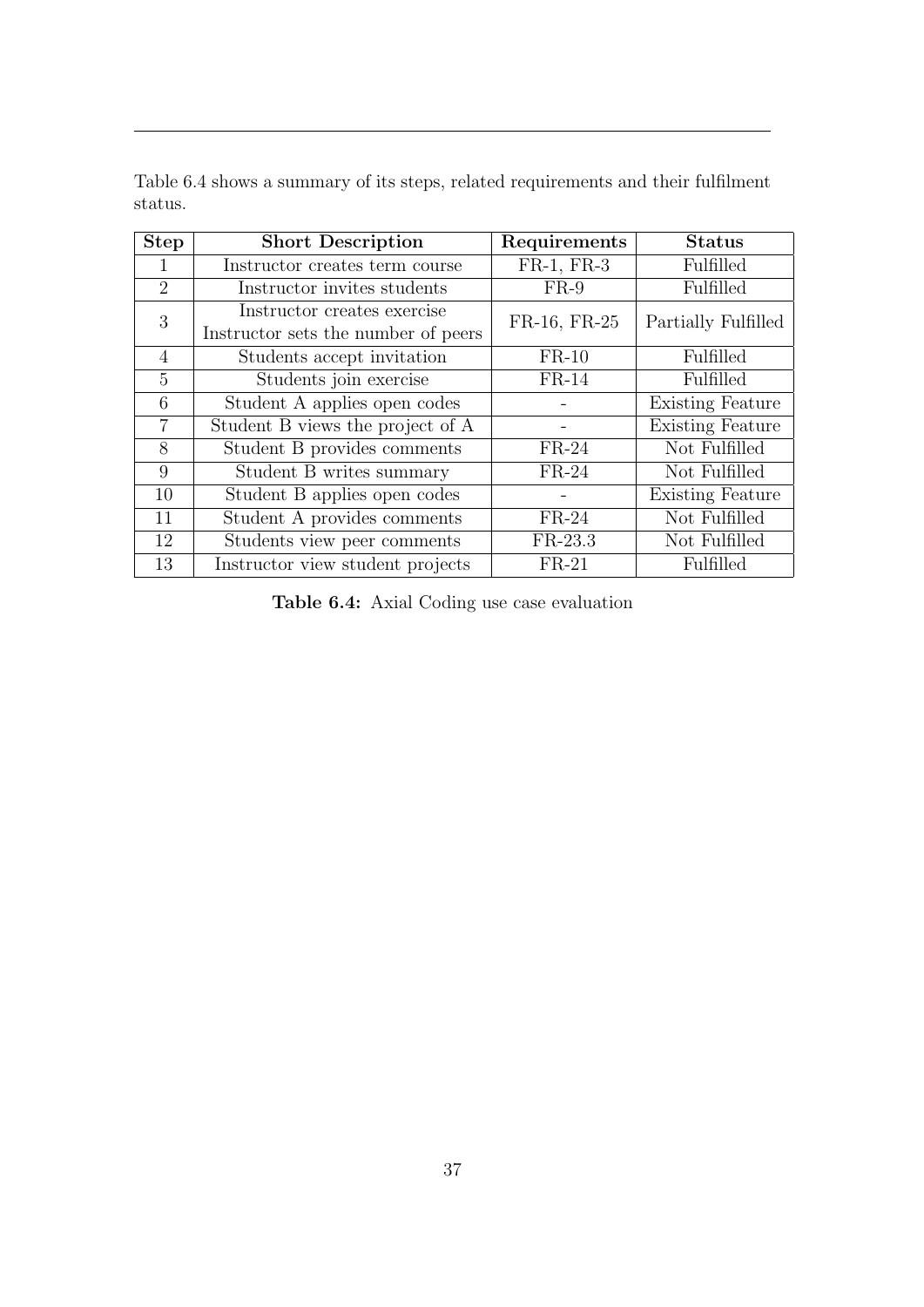Table 6.4 shows a summary of its steps, related requirements and their fulfilment status.

| Step | Short Description | Requirements | Status |
|---|---|---|---|
| 1 | Instructor creates term course | FR-1, FR-3 | Fulfilled |
| 2 | Instructor invites students | FR-9 | Fulfilled |
| 3 | Instructor creates exercise<br>Instructor sets the number of peers | FR-16, FR-25 | Partially Fulfilled |
| 4 | Students accept invitation | FR-10 | Fulfilled |
| 5 | Students join exercise | FR-14 | Fulfilled |
| 6 | Student A applies open codes | - | Existing Feature |
| 7 | Student B views the project of A | - | Existing Feature |
| 8 | Student B provides comments | FR-24 | Not Fulfilled |
| 9 | Student B writes summary | FR-24 | Not Fulfilled |
| 10 | Student B applies open codes | - | Existing Feature |
| 11 | Student A provides comments | FR-24 | Not Fulfilled |
| 12 | Students view peer comments | FR-23.3 | Not Fulfilled |
| 13 | Instructor view student projects | FR-21 | Fulfilled |

**Table 6.4:** Axial Coding use case evaluation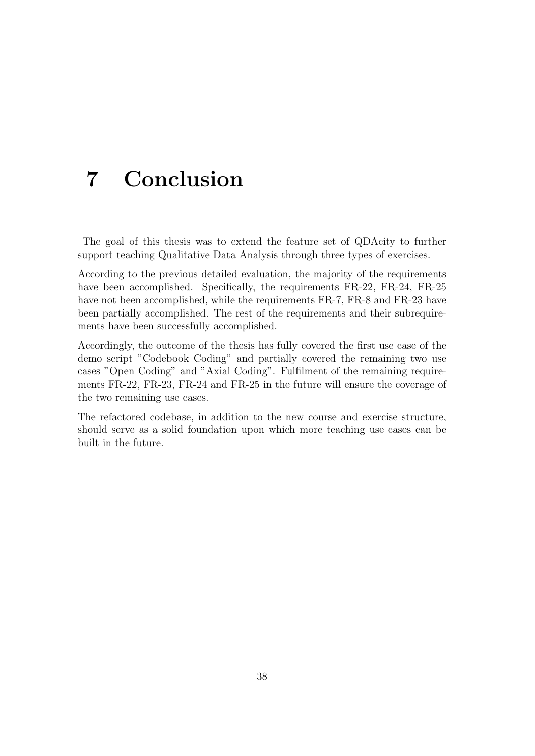# 7 Conclusion

The goal of this thesis was to extend the feature set of QDAcity to further support teaching Qualitative Data Analysis through three types of exercises.

According to the previous detailed evaluation, the majority of the requirements have been accomplished. Specifically, the requirements FR-22, FR-24, FR-25 have not been accomplished, while the requirements FR-7, FR-8 and FR-23 have been partially accomplished. The rest of the requirements and their subrequirements have been successfully accomplished.

Accordingly, the outcome of the thesis has fully covered the first use case of the demo script "Codebook Coding" and partially covered the remaining two use cases "Open Coding" and "Axial Coding". Fulfilment of the remaining requirements FR-22, FR-23, FR-24 and FR-25 in the future will ensure the coverage of the two remaining use cases.

The refactored codebase, in addition to the new course and exercise structure, should serve as a solid foundation upon which more teaching use cases can be built in the future.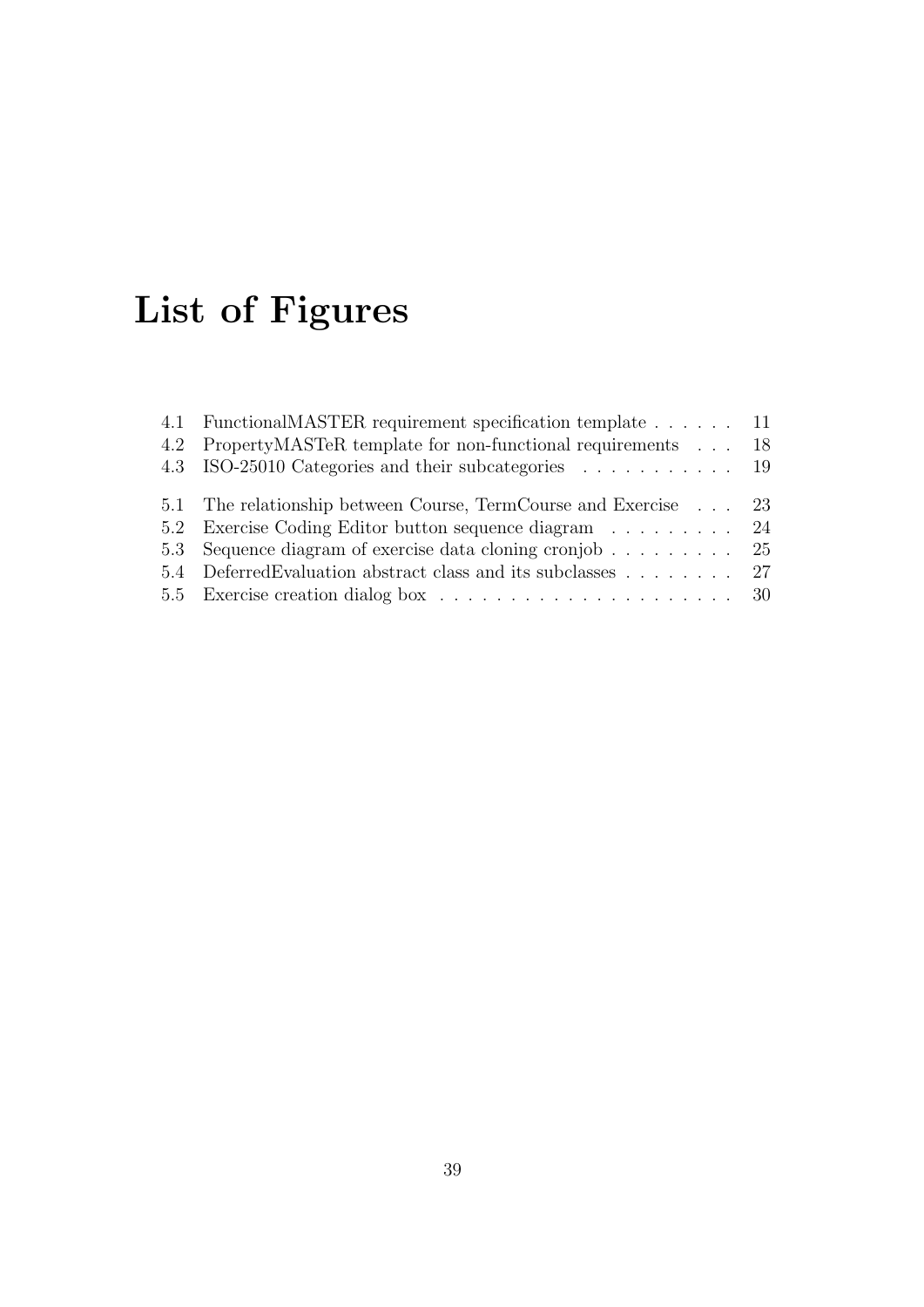# List of Figures

4.1 FunctionalMASTER requirement specification template . . . . . . 11
4.2 PropertyMASTeR template for non-functional requirements . . . 18
4.3 ISO-25010 Categories and their subcategories . . . . . . . . . . . 19

5.1 The relationship between Course, TermCourse and Exercise . . . 23
5.2 Exercise Coding Editor button sequence diagram . . . . . . . . . 24
5.3 Sequence diagram of exercise data cloning cronjob . . . . . . . . . 25
5.4 DeferredEvaluation abstract class and its subclasses . . . . . . . . 27
5.5 Exercise creation dialog box . . . . . . . . . . . . . . . . . . . . . 30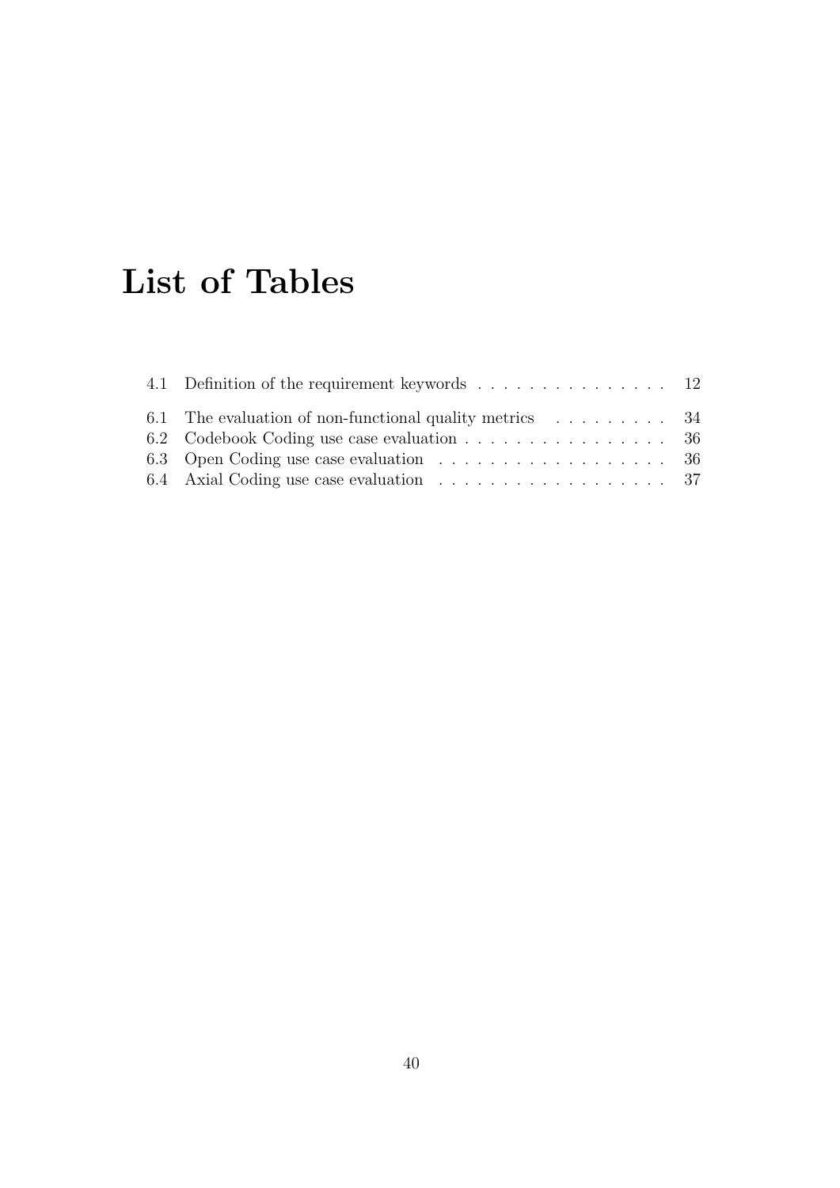# List of Tables

4.1 Definition of the requirement keywords . . . . . . . . . . . . . . . . 12

6.1 The evaluation of non-functional quality metrics . . . . . . . . . . 34
6.2 Codebook Coding use case evaluation . . . . . . . . . . . . . . . . . 36
6.3 Open Coding use case evaluation . . . . . . . . . . . . . . . . . . . 36
6.4 Axial Coding use case evaluation . . . . . . . . . . . . . . . . . . . 37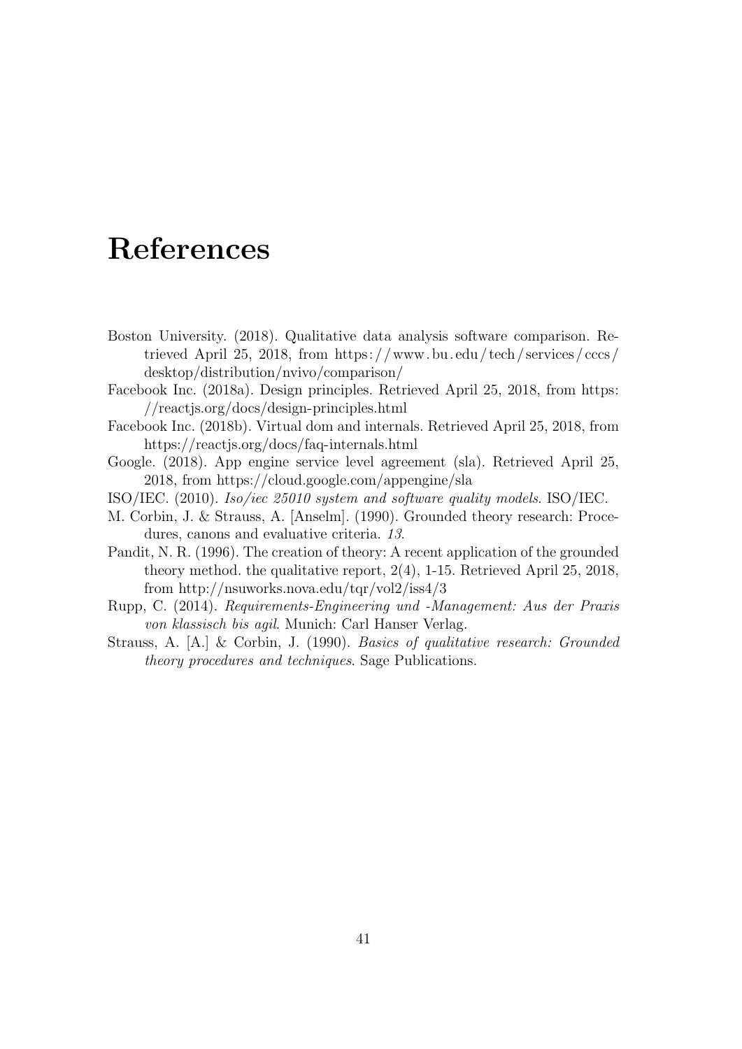# References

Boston University. (2018). Qualitative data analysis software comparison. Retrieved April 25, 2018, from https://www.bu.edu/tech/services/cccs/desktop/distribution/nvivo/comparison/

Facebook Inc. (2018a). Design principles. Retrieved April 25, 2018, from https://reactjs.org/docs/design-principles.html

Facebook Inc. (2018b). Virtual dom and internals. Retrieved April 25, 2018, from https://reactjs.org/docs/faq-internals.html

Google. (2018). App engine service level agreement (sla). Retrieved April 25, 2018, from https://cloud.google.com/appengine/sla

ISO/IEC. (2010). *Iso/iec 25010 system and software quality models*. ISO/IEC.

M. Corbin, J. & Strauss, A. [Anselm]. (1990). Grounded theory research: Procedures, canons and evaluative criteria. *13*.

Pandit, N. R. (1996). The creation of theory: A recent application of the grounded theory method. the qualitative report, 2(4), 1-15. Retrieved April 25, 2018, from http://nsuworks.nova.edu/tqr/vol2/iss4/3

Rupp, C. (2014). *Requirements-Engineering und -Management: Aus der Praxis von klassisch bis agil*. Munich: Carl Hanser Verlag.

Strauss, A. [A.] & Corbin, J. (1990). *Basics of qualitative research: Grounded theory procedures and techniques.* Sage Publications.